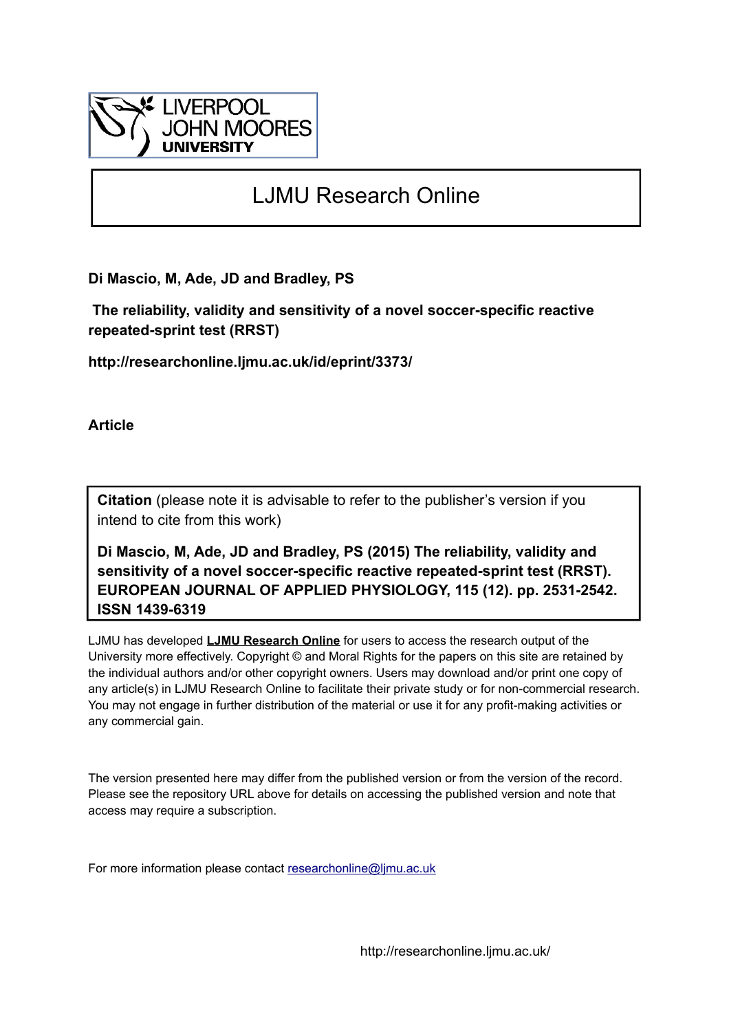LIVERPOOL JOHN MOORES UNIVERSITY

# LJMU Research Online

**Di Mascio, M, Ade, JD and Bradley, PS**

**The reliability, validity and sensitivity of a novel soccer-specific reactive repeated-sprint test (RRST)**

**http://researchonline.ljmu.ac.uk/id/eprint/3373/**

**Article**

**Citation** (please note it is advisable to refer to the publisher's version if you intend to cite from this work)

**Di Mascio, M, Ade, JD and Bradley, PS (2015) The reliability, validity and sensitivity of a novel soccer-specific reactive repeated-sprint test (RRST). EUROPEAN JOURNAL OF APPLIED PHYSIOLOGY, 115 (12). pp. 2531-2542. ISSN 1439-6319**

LJMU has developed **LJMU Research Online** for users to access the research output of the University more effectively. Copyright © and Moral Rights for the papers on this site are retained by the individual authors and/or other copyright owners. Users may download and/or print one copy of any article(s) in LJMU Research Online to facilitate their private study or for non-commercial research. You may not engage in further distribution of the material or use it for any profit-making activities or any commercial gain.

The version presented here may differ from the published version or from the version of the record. Please see the repository URL above for details on accessing the published version and note that access may require a subscription.

For more information please contact researchonline@ljmu.ac.uk

http://researchonline.ljmu.ac.uk/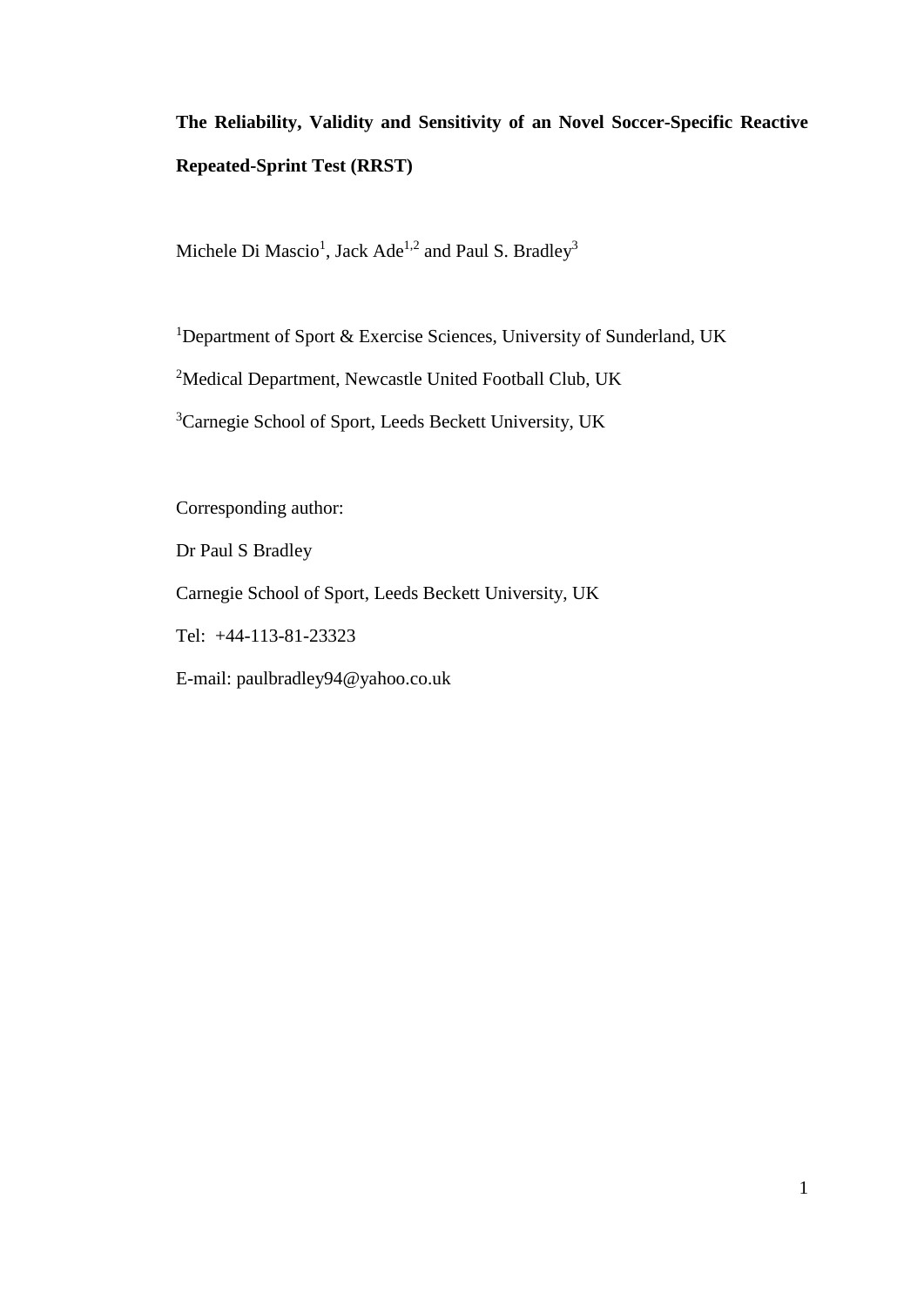**The Reliability, Validity and Sensitivity of an Novel Soccer-Specific Reactive Repeated-Sprint Test (RRST)**

Michele Di Mascio[1], Jack Ade[1,2] and Paul S. Bradley[3]

[1]Department of Sport & Exercise Sciences, University of Sunderland, UK

[2]Medical Department, Newcastle United Football Club, UK

[3]Carnegie School of Sport, Leeds Beckett University, UK

Corresponding author:

Dr Paul S Bradley

Carnegie School of Sport, Leeds Beckett University, UK

Tel: +44-113-81-23323

E-mail: paulbradley94@yahoo.co.uk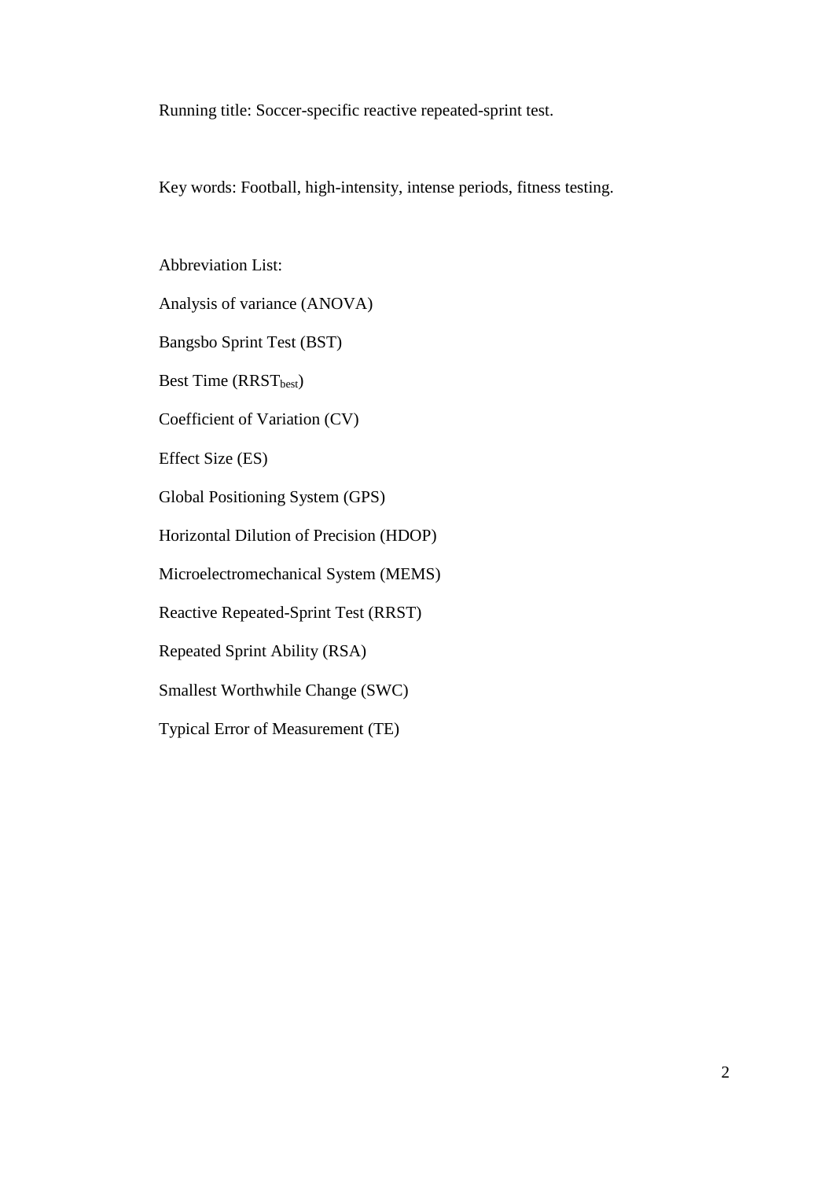Running title: Soccer-specific reactive repeated-sprint test.

Key words: Football, high-intensity, intense periods, fitness testing.

Abbreviation List:

Analysis of variance (ANOVA)

Bangsbo Sprint Test (BST)

Best Time ($RRST_{best}$)

Coefficient of Variation (CV)

Effect Size (ES)

Global Positioning System (GPS)

Horizontal Dilution of Precision (HDOP)

Microelectromechanical System (MEMS)

Reactive Repeated-Sprint Test (RRST)

Repeated Sprint Ability (RSA)

Smallest Worthwhile Change (SWC)

Typical Error of Measurement (TE)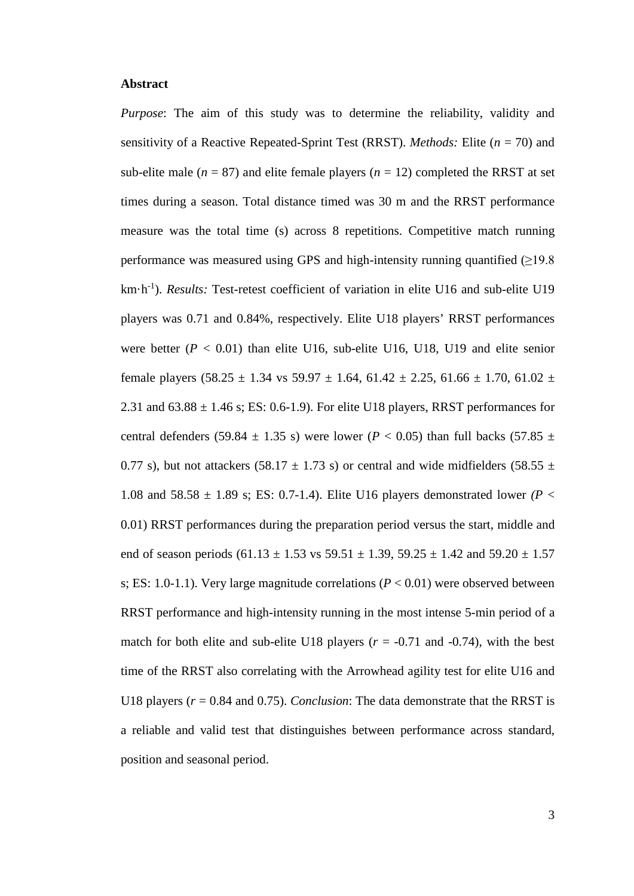**Abstract**

*Purpose*: The aim of this study was to determine the reliability, validity and sensitivity of a Reactive Repeated-Sprint Test (RRST). *Methods:* Elite ($n$ = 70) and sub-elite male ($n$ = 87) and elite female players ($n$ = 12) completed the RRST at set times during a season. Total distance timed was 30 m and the RRST performance measure was the total time (s) across 8 repetitions. Competitive match running performance was measured using GPS and high-intensity running quantified (≥19.8 km·h$^{-1}$). *Results:* Test-retest coefficient of variation in elite U16 and sub-elite U19 players was 0.71 and 0.84%, respectively. Elite U18 players' RRST performances were better ($P$ < 0.01) than elite U16, sub-elite U16, U18, U19 and elite senior female players (58.25 ± 1.34 vs 59.97 ± 1.64, 61.42 ± 2.25, 61.66 ± 1.70, 61.02 ± 2.31 and 63.88 ± 1.46 s; ES: 0.6-1.9). For elite U18 players, RRST performances for central defenders (59.84 ± 1.35 s) were lower ($P$ < 0.05) than full backs (57.85 ± 0.77 s), but not attackers (58.17 ± 1.73 s) or central and wide midfielders (58.55 ± 1.08 and 58.58 ± 1.89 s; ES: 0.7-1.4). Elite U16 players demonstrated lower *(*$P$ < 0.01) RRST performances during the preparation period versus the start, middle and end of season periods (61.13 ± 1.53 vs 59.51 ± 1.39, 59.25 ± 1.42 and 59.20 ± 1.57 s; ES: 1.0-1.1). Very large magnitude correlations ($P$ < 0.01) were observed between RRST performance and high-intensity running in the most intense 5-min period of a match for both elite and sub-elite U18 players ($r$ = -0.71 and -0.74), with the best time of the RRST also correlating with the Arrowhead agility test for elite U16 and U18 players ($r$ = 0.84 and 0.75). *Conclusion*: The data demonstrate that the RRST is a reliable and valid test that distinguishes between performance across standard, position and seasonal period.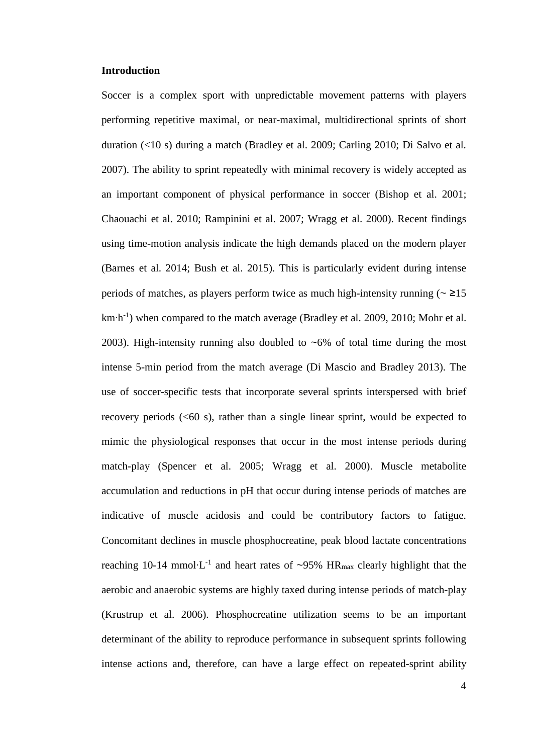## Introduction

Soccer is a complex sport with unpredictable movement patterns with players performing repetitive maximal, or near-maximal, multidirectional sprints of short duration (<10 s) during a match (Bradley et al. 2009; Carling 2010; Di Salvo et al. 2007). The ability to sprint repeatedly with minimal recovery is widely accepted as an important component of physical performance in soccer (Bishop et al. 2001; Chaouachi et al. 2010; Rampinini et al. 2007; Wragg et al. 2000). Recent findings using time-motion analysis indicate the high demands placed on the modern player (Barnes et al. 2014; Bush et al. 2015). This is particularly evident during intense periods of matches, as players perform twice as much high-intensity running (~ ≥15 $km \cdot h^{-1}$) when compared to the match average (Bradley et al. 2009, 2010; Mohr et al. 2003). High-intensity running also doubled to ~6% of total time during the most intense 5-min period from the match average (Di Mascio and Bradley 2013). The use of soccer-specific tests that incorporate several sprints interspersed with brief recovery periods (<60 s), rather than a single linear sprint, would be expected to mimic the physiological responses that occur in the most intense periods during match-play (Spencer et al. 2005; Wragg et al. 2000). Muscle metabolite accumulation and reductions in pH that occur during intense periods of matches are indicative of muscle acidosis and could be contributory factors to fatigue. Concomitant declines in muscle phosphocreatine, peak blood lactate concentrations reaching 10-14 $mmol \cdot L^{-1}$ and heart rates of ~95% $HR_{max}$ clearly highlight that the aerobic and anaerobic systems are highly taxed during intense periods of match-play (Krustrup et al. 2006). Phosphocreatine utilization seems to be an important determinant of the ability to reproduce performance in subsequent sprints following intense actions and, therefore, can have a large effect on repeated-sprint ability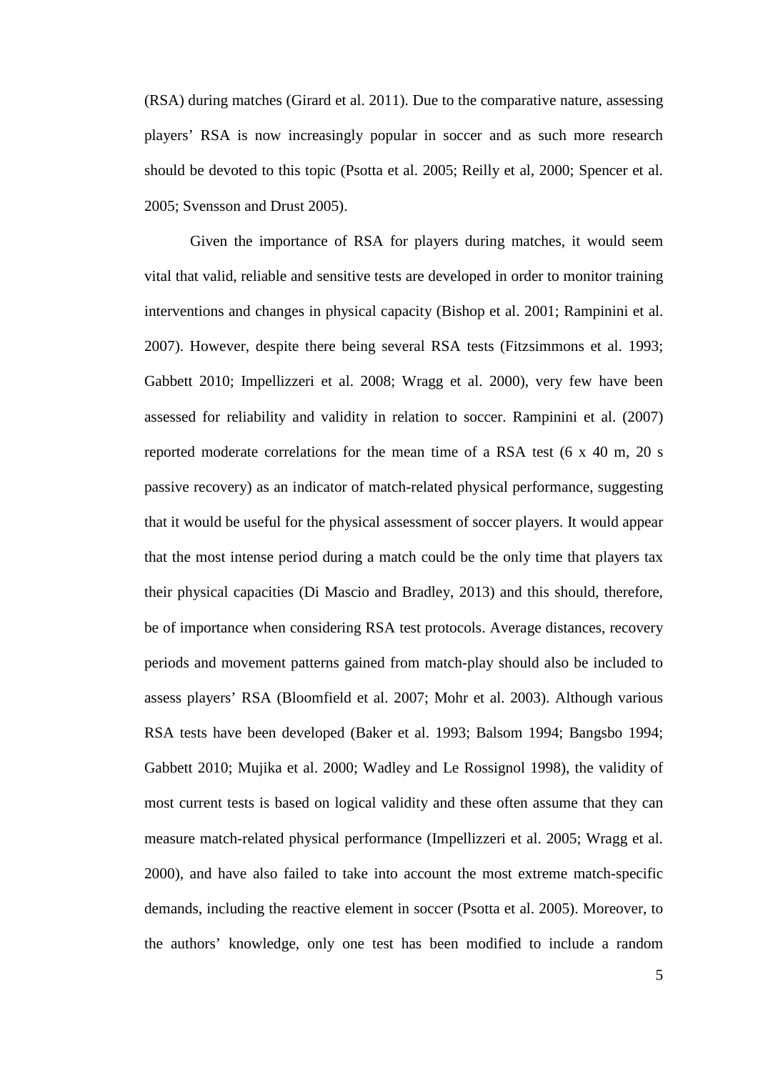(RSA) during matches (Girard et al. 2011). Due to the comparative nature, assessing players' RSA is now increasingly popular in soccer and as such more research should be devoted to this topic (Psotta et al. 2005; Reilly et al, 2000; Spencer et al. 2005; Svensson and Drust 2005).

Given the importance of RSA for players during matches, it would seem vital that valid, reliable and sensitive tests are developed in order to monitor training interventions and changes in physical capacity (Bishop et al. 2001; Rampinini et al. 2007). However, despite there being several RSA tests (Fitzsimmons et al. 1993; Gabbett 2010; Impellizzeri et al. 2008; Wragg et al. 2000), very few have been assessed for reliability and validity in relation to soccer. Rampinini et al. (2007) reported moderate correlations for the mean time of a RSA test (6 x 40 m, 20 s passive recovery) as an indicator of match-related physical performance, suggesting that it would be useful for the physical assessment of soccer players. It would appear that the most intense period during a match could be the only time that players tax their physical capacities (Di Mascio and Bradley, 2013) and this should, therefore, be of importance when considering RSA test protocols. Average distances, recovery periods and movement patterns gained from match-play should also be included to assess players' RSA (Bloomfield et al. 2007; Mohr et al. 2003). Although various RSA tests have been developed (Baker et al. 1993; Balsom 1994; Bangsbo 1994; Gabbett 2010; Mujika et al. 2000; Wadley and Le Rossignol 1998), the validity of most current tests is based on logical validity and these often assume that they can measure match-related physical performance (Impellizzeri et al. 2005; Wragg et al. 2000), and have also failed to take into account the most extreme match-specific demands, including the reactive element in soccer (Psotta et al. 2005). Moreover, to the authors' knowledge, only one test has been modified to include a random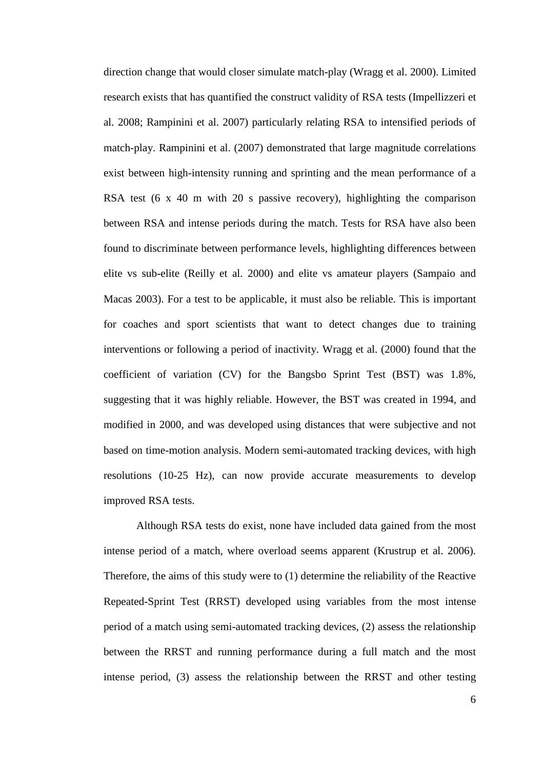direction change that would closer simulate match-play (Wragg et al. 2000). Limited research exists that has quantified the construct validity of RSA tests (Impellizzeri et al. 2008; Rampinini et al. 2007) particularly relating RSA to intensified periods of match-play. Rampinini et al. (2007) demonstrated that large magnitude correlations exist between high-intensity running and sprinting and the mean performance of a RSA test (6 x 40 m with 20 s passive recovery), highlighting the comparison between RSA and intense periods during the match. Tests for RSA have also been found to discriminate between performance levels, highlighting differences between elite vs sub-elite (Reilly et al. 2000) and elite vs amateur players (Sampaio and Macas 2003). For a test to be applicable, it must also be reliable. This is important for coaches and sport scientists that want to detect changes due to training interventions or following a period of inactivity. Wragg et al. (2000) found that the coefficient of variation (CV) for the Bangsbo Sprint Test (BST) was 1.8%, suggesting that it was highly reliable. However, the BST was created in 1994, and modified in 2000, and was developed using distances that were subjective and not based on time-motion analysis. Modern semi-automated tracking devices, with high resolutions (10-25 Hz), can now provide accurate measurements to develop improved RSA tests.

Although RSA tests do exist, none have included data gained from the most intense period of a match, where overload seems apparent (Krustrup et al. 2006). Therefore, the aims of this study were to (1) determine the reliability of the Reactive Repeated-Sprint Test (RRST) developed using variables from the most intense period of a match using semi-automated tracking devices, (2) assess the relationship between the RRST and running performance during a full match and the most intense period, (3) assess the relationship between the RRST and other testing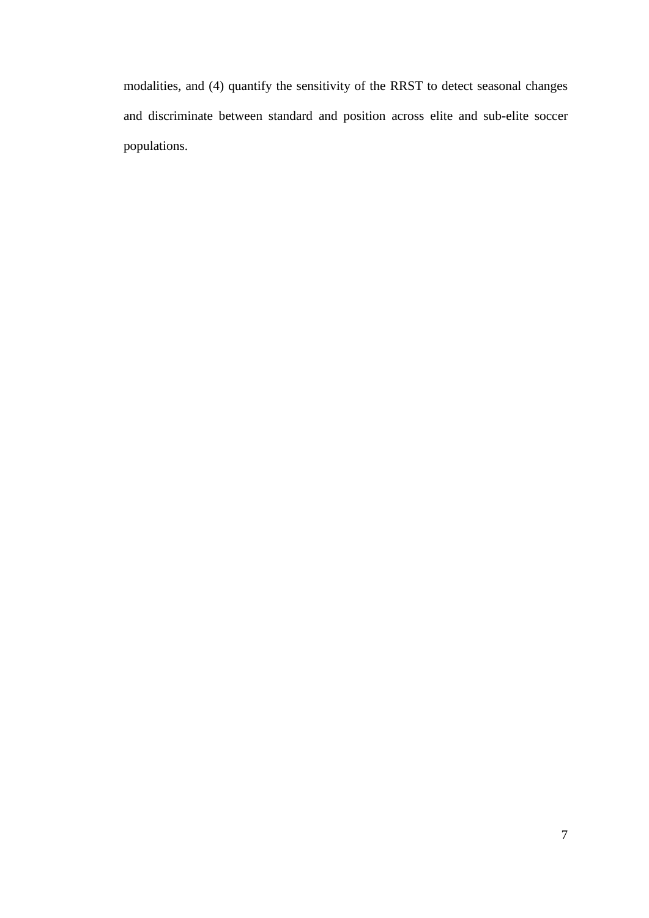modalities, and (4) quantify the sensitivity of the RRST to detect seasonal changes and discriminate between standard and position across elite and sub-elite soccer populations.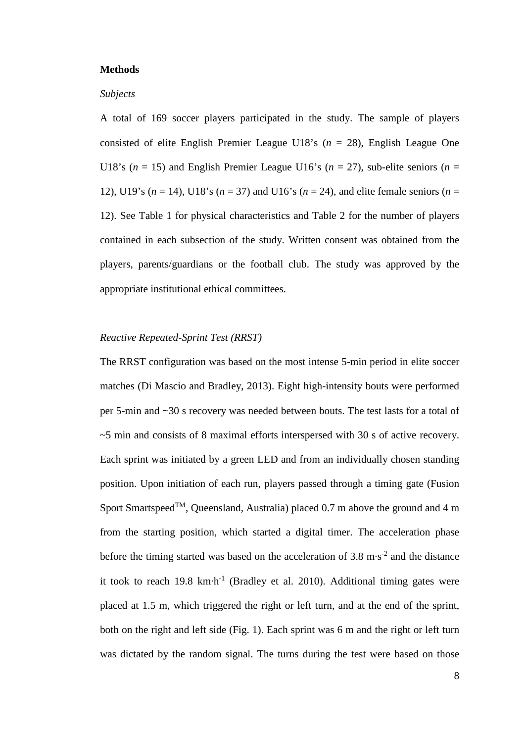## Methods

### *Subjects*

A total of 169 soccer players participated in the study. The sample of players consisted of elite English Premier League U18's ($n$ = 28), English League One U18's ($n$ = 15) and English Premier League U16's ($n$ = 27), sub-elite seniors ($n$ = 12), U19's ($n$ = 14), U18's ($n$ = 37) and U16's ($n$ = 24), and elite female seniors ($n$ = 12). See Table 1 for physical characteristics and Table 2 for the number of players contained in each subsection of the study. Written consent was obtained from the players, parents/guardians or the football club. The study was approved by the appropriate institutional ethical committees.

### *Reactive Repeated-Sprint Test (RRST)*

The RRST configuration was based on the most intense 5-min period in elite soccer matches (Di Mascio and Bradley, 2013). Eight high-intensity bouts were performed per 5-min and ~30 s recovery was needed between bouts. The test lasts for a total of ~5 min and consists of 8 maximal efforts interspersed with 30 s of active recovery. Each sprint was initiated by a green LED and from an individually chosen standing position. Upon initiation of each run, players passed through a timing gate (Fusion Sport Smartspeed™, Queensland, Australia) placed 0.7 m above the ground and 4 m from the starting position, which started a digital timer. The acceleration phase before the timing started was based on the acceleration of 3.8 $m \cdot s^{-2}$ and the distance it took to reach 19.8 $km \cdot h^{-1}$ (Bradley et al. 2010). Additional timing gates were placed at 1.5 m, which triggered the right or left turn, and at the end of the sprint, both on the right and left side (Fig. 1). Each sprint was 6 m and the right or left turn was dictated by the random signal. The turns during the test were based on those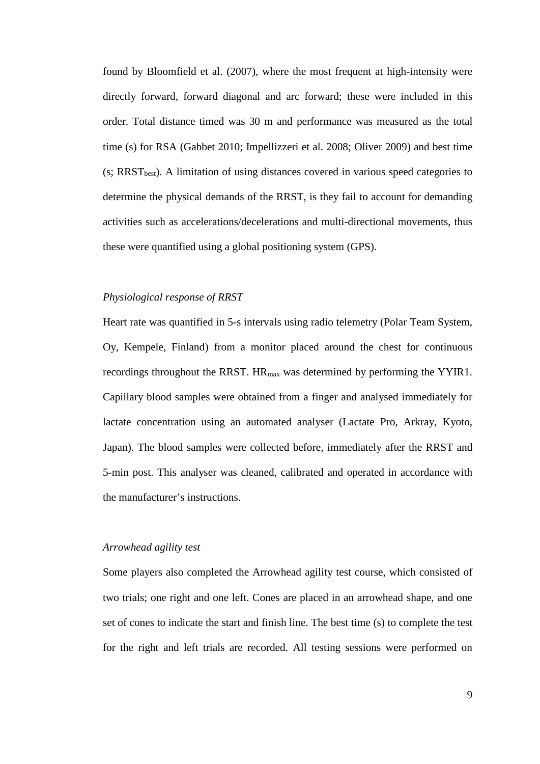found by Bloomfield et al. (2007), where the most frequent at high-intensity were directly forward, forward diagonal and arc forward; these were included in this order. Total distance timed was 30 m and performance was measured as the total time (s) for RSA (Gabbet 2010; Impellizzeri et al. 2008; Oliver 2009) and best time (s; $RRST_{best}$). A limitation of using distances covered in various speed categories to determine the physical demands of the RRST, is they fail to account for demanding activities such as accelerations/decelerations and multi-directional movements, thus these were quantified using a global positioning system (GPS).

*Physiological response of RRST*

Heart rate was quantified in 5-s intervals using radio telemetry (Polar Team System, Oy, Kempele, Finland) from a monitor placed around the chest for continuous recordings throughout the RRST. $HR_{max}$ was determined by performing the YYIR1. Capillary blood samples were obtained from a finger and analysed immediately for lactate concentration using an automated analyser (Lactate Pro, Arkray, Kyoto, Japan). The blood samples were collected before, immediately after the RRST and 5-min post. This analyser was cleaned, calibrated and operated in accordance with the manufacturer's instructions.

*Arrowhead agility test*

Some players also completed the Arrowhead agility test course, which consisted of two trials; one right and one left. Cones are placed in an arrowhead shape, and one set of cones to indicate the start and finish line. The best time (s) to complete the test for the right and left trials are recorded. All testing sessions were performed on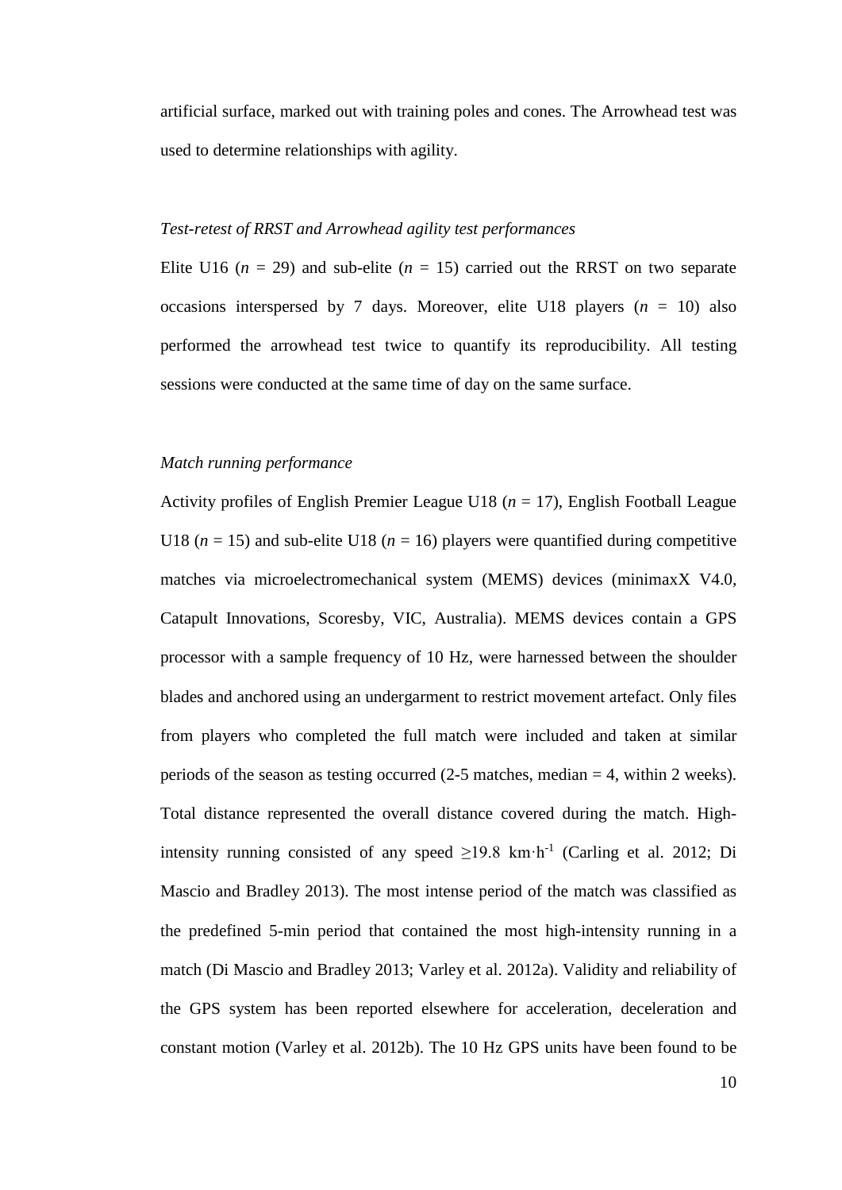artificial surface, marked out with training poles and cones. The Arrowhead test was used to determine relationships with agility.

### *Test-retest of RRST and Arrowhead agility test performances*

Elite U16 ($n$ = 29) and sub-elite ($n$ = 15) carried out the RRST on two separate occasions interspersed by 7 days. Moreover, elite U18 players ($n$ = 10) also performed the arrowhead test twice to quantify its reproducibility. All testing sessions were conducted at the same time of day on the same surface.

### *Match running performance*

Activity profiles of English Premier League U18 ($n$ = 17), English Football League U18 ($n$ = 15) and sub-elite U18 ($n$ = 16) players were quantified during competitive matches via microelectromechanical system (MEMS) devices (minimaxX V4.0, Catapult Innovations, Scoresby, VIC, Australia). MEMS devices contain a GPS processor with a sample frequency of 10 Hz, were harnessed between the shoulder blades and anchored using an undergarment to restrict movement artefact. Only files from players who completed the full match were included and taken at similar periods of the season as testing occurred (2-5 matches, median = 4, within 2 weeks). Total distance represented the overall distance covered during the match. High-intensity running consisted of any speed ≥19.8 $km \cdot h^{-1}$ (Carling et al. 2012; Di Mascio and Bradley 2013). The most intense period of the match was classified as the predefined 5-min period that contained the most high-intensity running in a match (Di Mascio and Bradley 2013; Varley et al. 2012a). Validity and reliability of the GPS system has been reported elsewhere for acceleration, deceleration and constant motion (Varley et al. 2012b). The 10 Hz GPS units have been found to be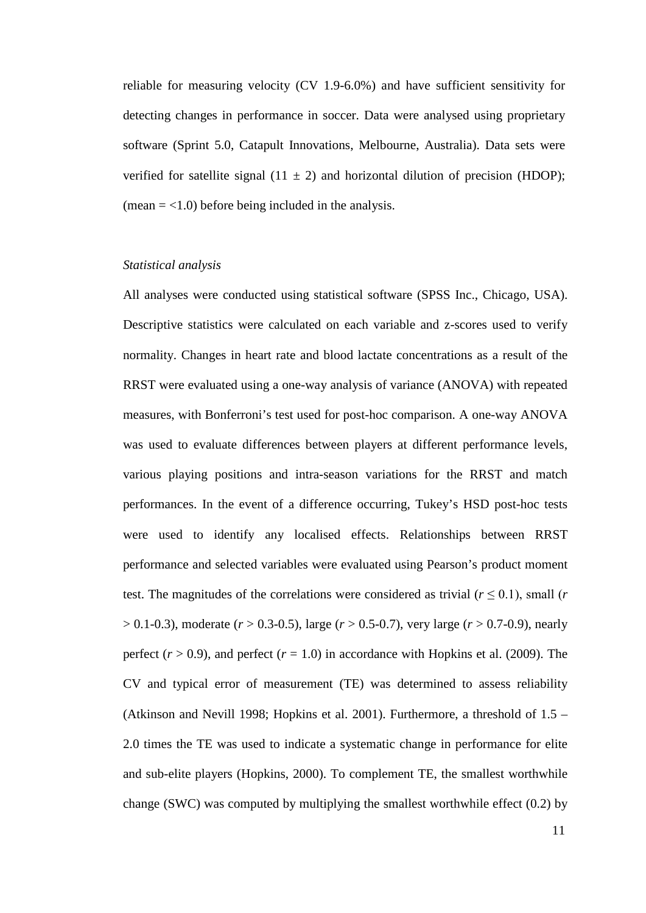reliable for measuring velocity (CV 1.9-6.0%) and have sufficient sensitivity for detecting changes in performance in soccer. Data were analysed using proprietary software (Sprint 5.0, Catapult Innovations, Melbourne, Australia). Data sets were verified for satellite signal (11 $\pm$ 2) and horizontal dilution of precision (HDOP); (mean = <1.0) before being included in the analysis.

*Statistical analysis*

All analyses were conducted using statistical software (SPSS Inc., Chicago, USA). Descriptive statistics were calculated on each variable and z-scores used to verify normality. Changes in heart rate and blood lactate concentrations as a result of the RRST were evaluated using a one-way analysis of variance (ANOVA) with repeated measures, with Bonferroni's test used for post-hoc comparison. A one-way ANOVA was used to evaluate differences between players at different performance levels, various playing positions and intra-season variations for the RRST and match performances. In the event of a difference occurring, Tukey's HSD post-hoc tests were used to identify any localised effects. Relationships between RRST performance and selected variables were evaluated using Pearson's product moment test. The magnitudes of the correlations were considered as trivial ($r \leq 0.1$), small ($r > 0.1$-0.3), moderate ($r > 0.3$-0.5), large ($r > 0.5$-0.7), very large ($r > 0.7$-0.9), nearly perfect ($r > 0.9$), and perfect ($r = 1.0$) in accordance with Hopkins et al. (2009). The CV and typical error of measurement (TE) was determined to assess reliability (Atkinson and Nevill 1998; Hopkins et al. 2001). Furthermore, a threshold of 1.5 – 2.0 times the TE was used to indicate a systematic change in performance for elite and sub-elite players (Hopkins, 2000). To complement TE, the smallest worthwhile change (SWC) was computed by multiplying the smallest worthwhile effect (0.2) by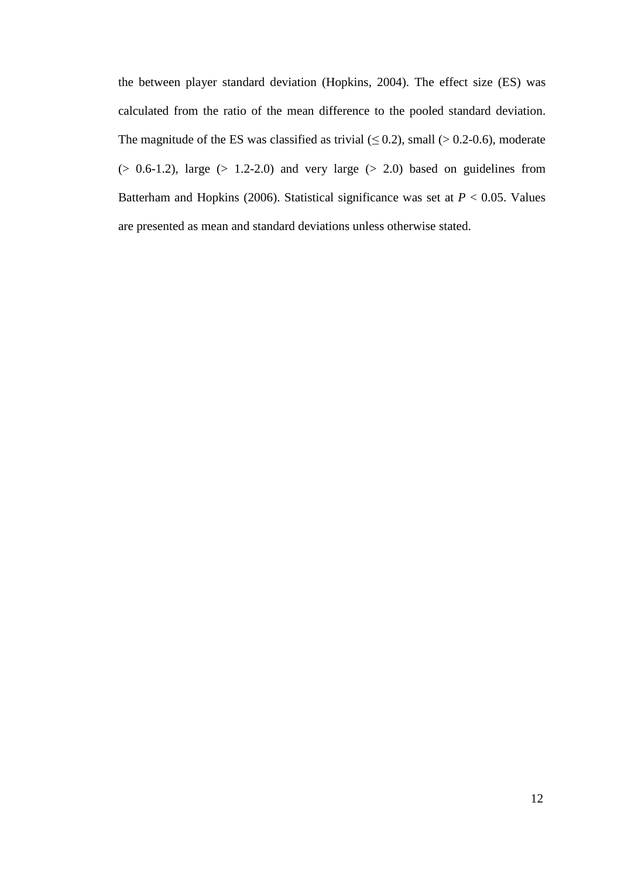the between player standard deviation (Hopkins, 2004). The effect size (ES) was calculated from the ratio of the mean difference to the pooled standard deviation. The magnitude of the ES was classified as trivial ($\leq 0.2$), small ($> 0.2$-$0.6$), moderate ($> 0.6$-$1.2$), large ($> 1.2$-$2.0$) and very large ($> 2.0$) based on guidelines from Batterham and Hopkins (2006). Statistical significance was set at $P < 0.05$. Values are presented as mean and standard deviations unless otherwise stated.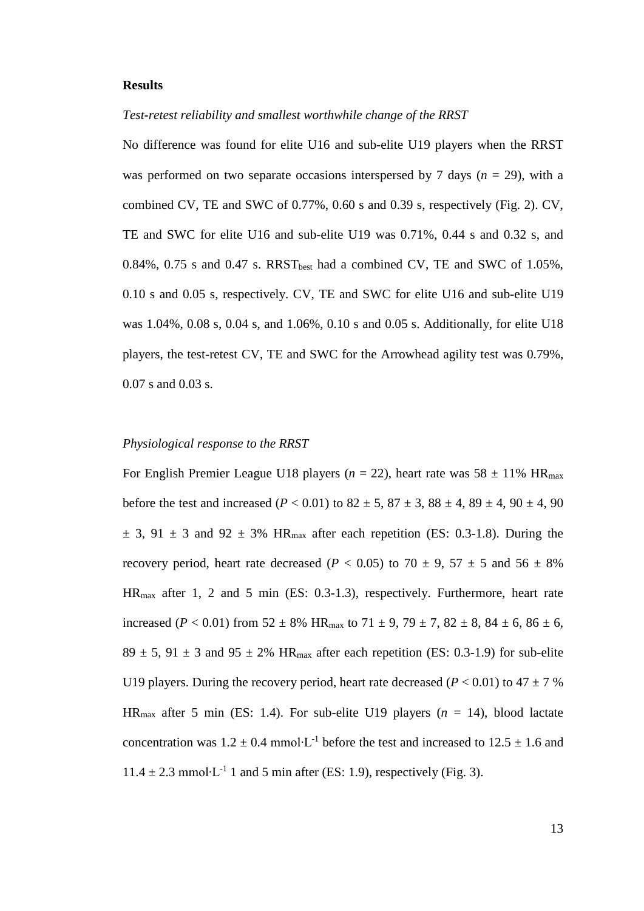## Results

*Test-retest reliability and smallest worthwhile change of the RRST*

No difference was found for elite U16 and sub-elite U19 players when the RRST was performed on two separate occasions interspersed by 7 days ($n$ = 29), with a combined CV, TE and SWC of 0.77%, 0.60 s and 0.39 s, respectively (Fig. 2). CV, TE and SWC for elite U16 and sub-elite U19 was 0.71%, 0.44 s and 0.32 s, and 0.84%, 0.75 s and 0.47 s. $RRST_{best}$ had a combined CV, TE and SWC of 1.05%, 0.10 s and 0.05 s, respectively. CV, TE and SWC for elite U16 and sub-elite U19 was 1.04%, 0.08 s, 0.04 s, and 1.06%, 0.10 s and 0.05 s. Additionally, for elite U18 players, the test-retest CV, TE and SWC for the Arrowhead agility test was 0.79%, 0.07 s and 0.03 s.

*Physiological response to the RRST*

For English Premier League U18 players ($n$ = 22), heart rate was 58 ± 11% $HR_{max}$ before the test and increased ($P < 0.01$) to 82 ± 5, 87 ± 3, 88 ± 4, 89 ± 4, 90 ± 4, 90 ± 3, 91 ± 3 and 92 ± 3% $HR_{max}$ after each repetition (ES: 0.3-1.8). During the recovery period, heart rate decreased ($P < 0.05$) to 70 ± 9, 57 ± 5 and 56 ± 8% $HR_{max}$ after 1, 2 and 5 min (ES: 0.3-1.3), respectively. Furthermore, heart rate increased ($P < 0.01$) from 52 ± 8% $HR_{max}$ to 71 ± 9, 79 ± 7, 82 ± 8, 84 ± 6, 86 ± 6, 89 ± 5, 91 ± 3 and 95 ± 2% $HR_{max}$ after each repetition (ES: 0.3-1.9) for sub-elite U19 players. During the recovery period, heart rate decreased ($P < 0.01$) to 47 ± 7 % $HR_{max}$ after 5 min (ES: 1.4). For sub-elite U19 players ($n$ = 14), blood lactate concentration was 1.2 ± 0.4 $mmol{\cdot}L^{-1}$ before the test and increased to 12.5 ± 1.6 and 11.4 ± 2.3 $mmol{\cdot}L^{-1}$ 1 and 5 min after (ES: 1.9), respectively (Fig. 3).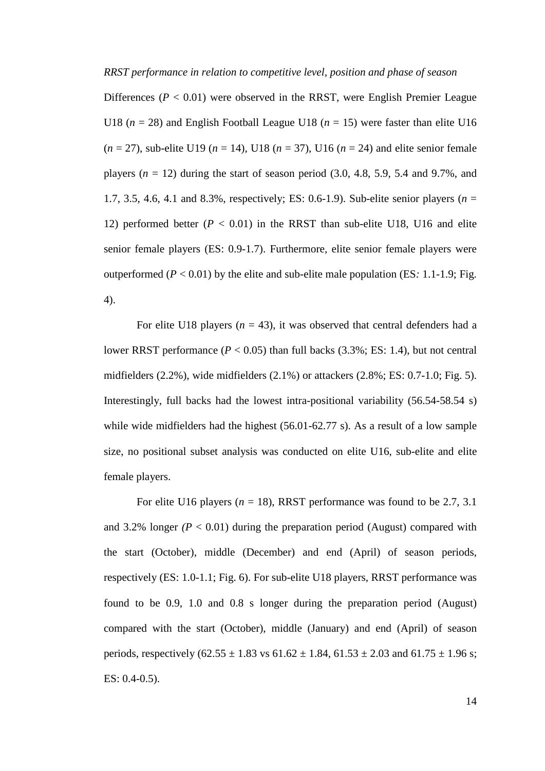*RRST performance in relation to competitive level, position and phase of season*

Differences ($P < 0.01$) were observed in the RRST, were English Premier League U18 ($n = 28$) and English Football League U18 ($n = 15$) were faster than elite U16 ($n = 27$), sub-elite U19 ($n = 14$), U18 ($n = 37$), U16 ($n = 24$) and elite senior female players ($n = 12$) during the start of season period (3.0, 4.8, 5.9, 5.4 and 9.7%, and 1.7, 3.5, 4.6, 4.1 and 8.3%, respectively; ES: 0.6-1.9). Sub-elite senior players ($n = 12$) performed better ($P < 0.01$) in the RRST than sub-elite U18, U16 and elite senior female players (ES: 0.9-1.7). Furthermore, elite senior female players were outperformed ($P < 0.01$) by the elite and sub-elite male population (ES*:* 1.1-1.9; Fig. 4).

For elite U18 players ($n = 43$), it was observed that central defenders had a lower RRST performance ($P < 0.05$) than full backs (3.3%; ES: 1.4), but not central midfielders (2.2%), wide midfielders (2.1%) or attackers (2.8%; ES: 0.7-1.0; Fig. 5). Interestingly, full backs had the lowest intra-positional variability (56.54-58.54 s) while wide midfielders had the highest (56.01-62.77 s). As a result of a low sample size, no positional subset analysis was conducted on elite U16, sub-elite and elite female players.

For elite U16 players ($n = 18$), RRST performance was found to be 2.7, 3.1 and 3.2% longer *(*$P < 0.01$) during the preparation period (August) compared with the start (October), middle (December) and end (April) of season periods, respectively (ES: 1.0-1.1; Fig. 6). For sub-elite U18 players, RRST performance was found to be 0.9, 1.0 and 0.8 s longer during the preparation period (August) compared with the start (October), middle (January) and end (April) of season periods, respectively ($62.55 \pm 1.83$ vs $61.62 \pm 1.84$, $61.53 \pm 2.03$ and $61.75 \pm 1.96$ s; ES: 0.4-0.5).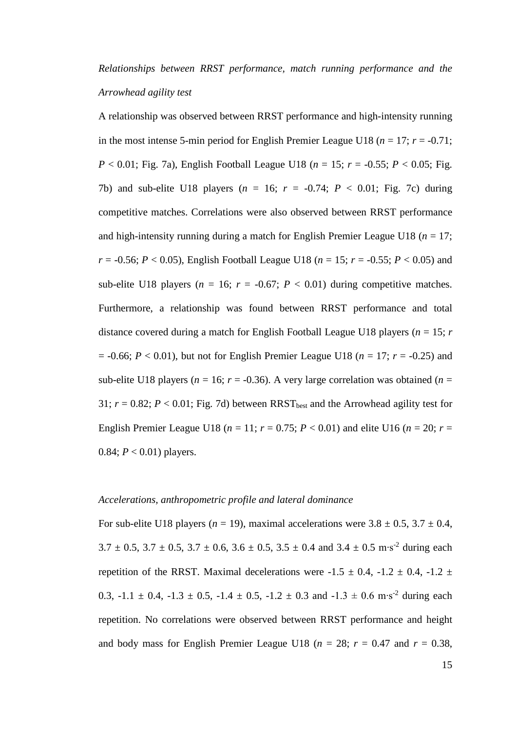*Relationships between RRST performance, match running performance and the Arrowhead agility test*

A relationship was observed between RRST performance and high-intensity running in the most intense 5-min period for English Premier League U18 ($n = 17$; $r = -0.71$; $P < 0.01$; Fig. 7a), English Football League U18 ($n = 15$; $r = -0.55$; $P < 0.05$; Fig. 7b) and sub-elite U18 players ($n = 16$; $r = -0.74$; $P < 0.01$; Fig. 7c) during competitive matches. Correlations were also observed between RRST performance and high-intensity running during a match for English Premier League U18 ($n = 17$; $r = -0.56$; $P < 0.05$), English Football League U18 ($n = 15$; $r = -0.55$; $P < 0.05$) and sub-elite U18 players ($n = 16$; $r = -0.67$; $P < 0.01$) during competitive matches. Furthermore, a relationship was found between RRST performance and total distance covered during a match for English Football League U18 players ($n = 15$; $r = -0.66$; $P < 0.01$), but not for English Premier League U18 ($n = 17$; $r = -0.25$) and sub-elite U18 players ($n = 16$; $r = -0.36$). A very large correlation was obtained ($n = 31$; $r = 0.82$; $P < 0.01$; Fig. 7d) between $RRST_{best}$ and the Arrowhead agility test for English Premier League U18 ($n = 11$; $r = 0.75$; $P < 0.01$) and elite U16 ($n = 20$; $r = 0.84$; $P < 0.01$) players.

*Accelerations, anthropometric profile and lateral dominance*

For sub-elite U18 players ($n = 19$), maximal accelerations were $3.8 \pm 0.5$, $3.7 \pm 0.4$, $3.7 \pm 0.5$, $3.7 \pm 0.5$, $3.7 \pm 0.6$, $3.6 \pm 0.5$, $3.5 \pm 0.4$ and $3.4 \pm 0.5$ $m \cdot s^{-2}$ during each repetition of the RRST. Maximal decelerations were $-1.5 \pm 0.4$, $-1.2 \pm 0.4$, $-1.2 \pm 0.3$, $-1.1 \pm 0.4$, $-1.3 \pm 0.5$, $-1.4 \pm 0.5$, $-1.2 \pm 0.3$ and $-1.3 \pm 0.6$ $m \cdot s^{-2}$ during each repetition. No correlations were observed between RRST performance and height and body mass for English Premier League U18 ($n = 28$; $r = 0.47$ and $r = 0.38$,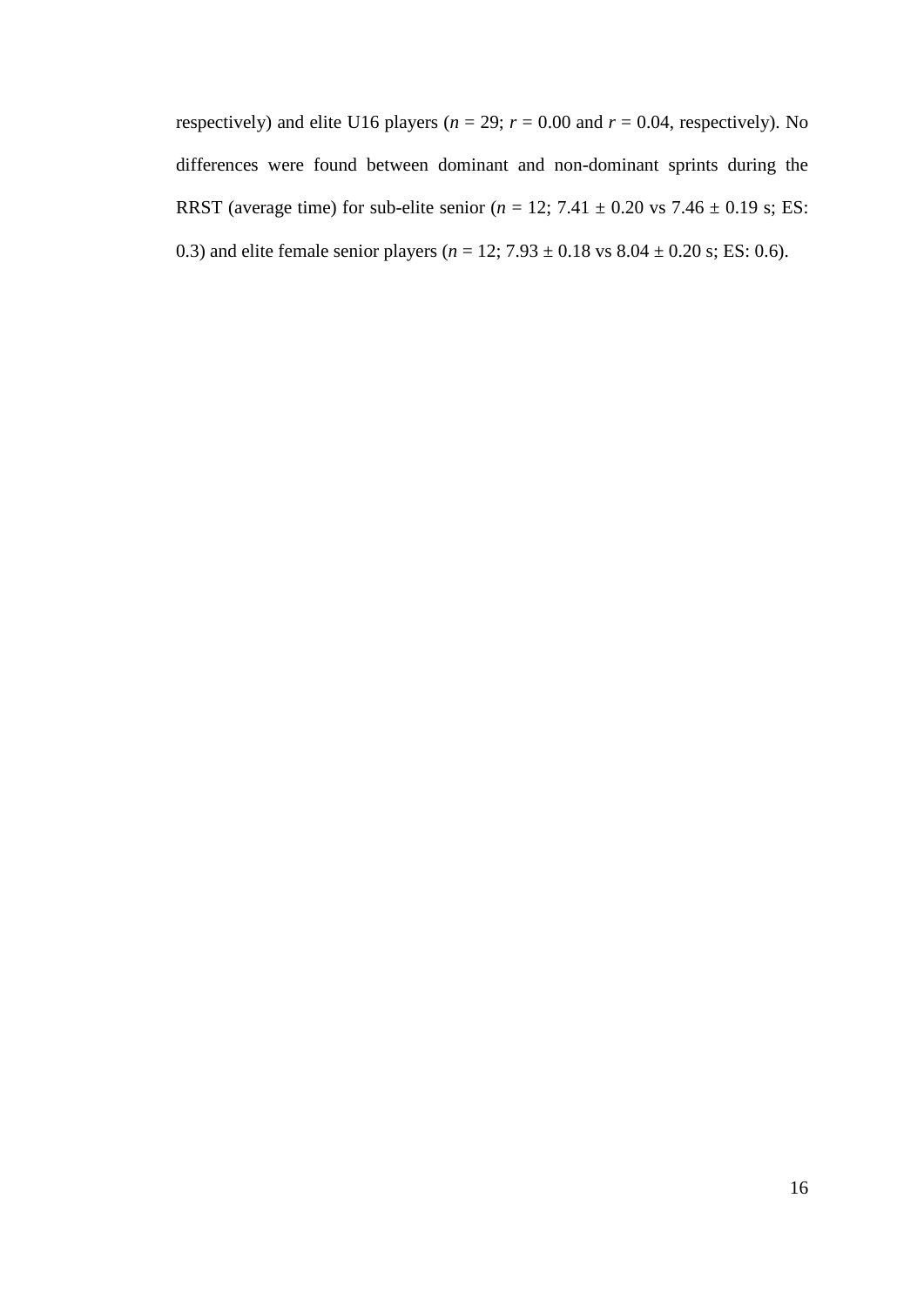respectively) and elite U16 players ($n$ = 29; $r$ = 0.00 and $r$ = 0.04, respectively). No differences were found between dominant and non-dominant sprints during the RRST (average time) for sub-elite senior ($n$ = 12; 7.41 ± 0.20 vs 7.46 ± 0.19 s; ES: 0.3) and elite female senior players ($n$ = 12; 7.93 ± 0.18 vs 8.04 ± 0.20 s; ES: 0.6).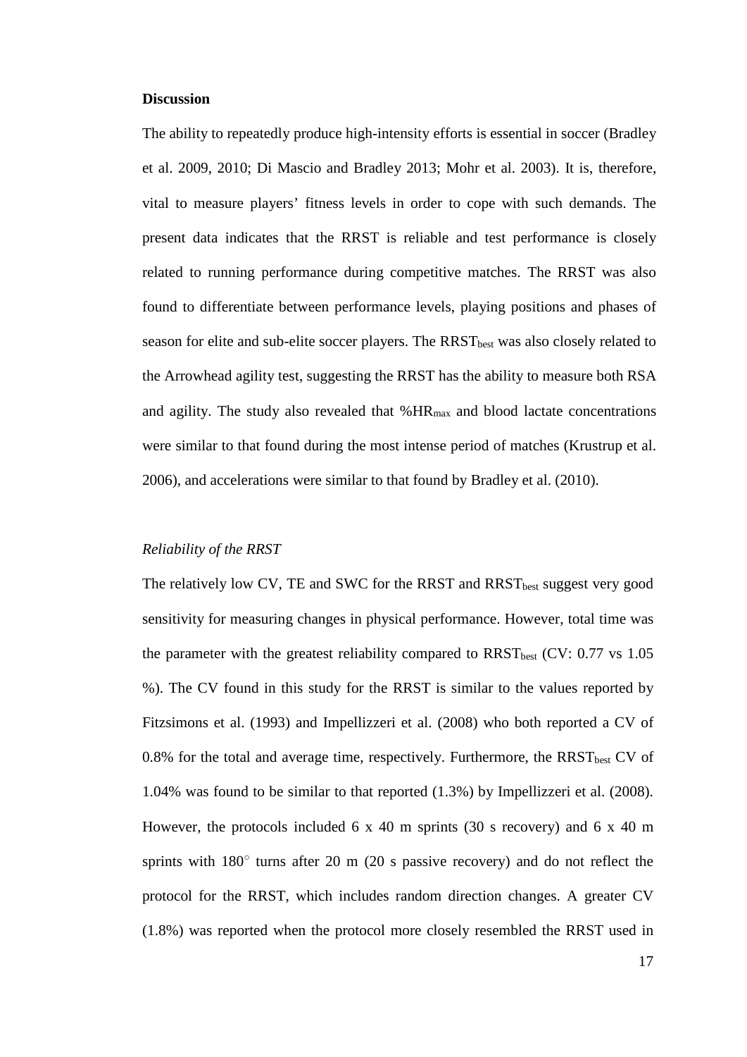**Discussion**

The ability to repeatedly produce high-intensity efforts is essential in soccer (Bradley et al. 2009, 2010; Di Mascio and Bradley 2013; Mohr et al. 2003). It is, therefore, vital to measure players' fitness levels in order to cope with such demands. The present data indicates that the RRST is reliable and test performance is closely related to running performance during competitive matches. The RRST was also found to differentiate between performance levels, playing positions and phases of season for elite and sub-elite soccer players. The $RRST_{best}$ was also closely related to the Arrowhead agility test, suggesting the RRST has the ability to measure both RSA and agility. The study also revealed that $\%HR_{max}$ and blood lactate concentrations were similar to that found during the most intense period of matches (Krustrup et al. 2006), and accelerations were similar to that found by Bradley et al. (2010).

*Reliability of the RRST*

The relatively low CV, TE and SWC for the RRST and $RRST_{best}$ suggest very good sensitivity for measuring changes in physical performance. However, total time was the parameter with the greatest reliability compared to $RRST_{best}$ (CV: 0.77 vs 1.05 %). The CV found in this study for the RRST is similar to the values reported by Fitzsimons et al. (1993) and Impellizzeri et al. (2008) who both reported a CV of 0.8% for the total and average time, respectively. Furthermore, the $RRST_{best}$ CV of 1.04% was found to be similar to that reported (1.3%) by Impellizzeri et al. (2008). However, the protocols included 6 x 40 m sprints (30 s recovery) and 6 x 40 m sprints with 180° turns after 20 m (20 s passive recovery) and do not reflect the protocol for the RRST, which includes random direction changes. A greater CV (1.8%) was reported when the protocol more closely resembled the RRST used in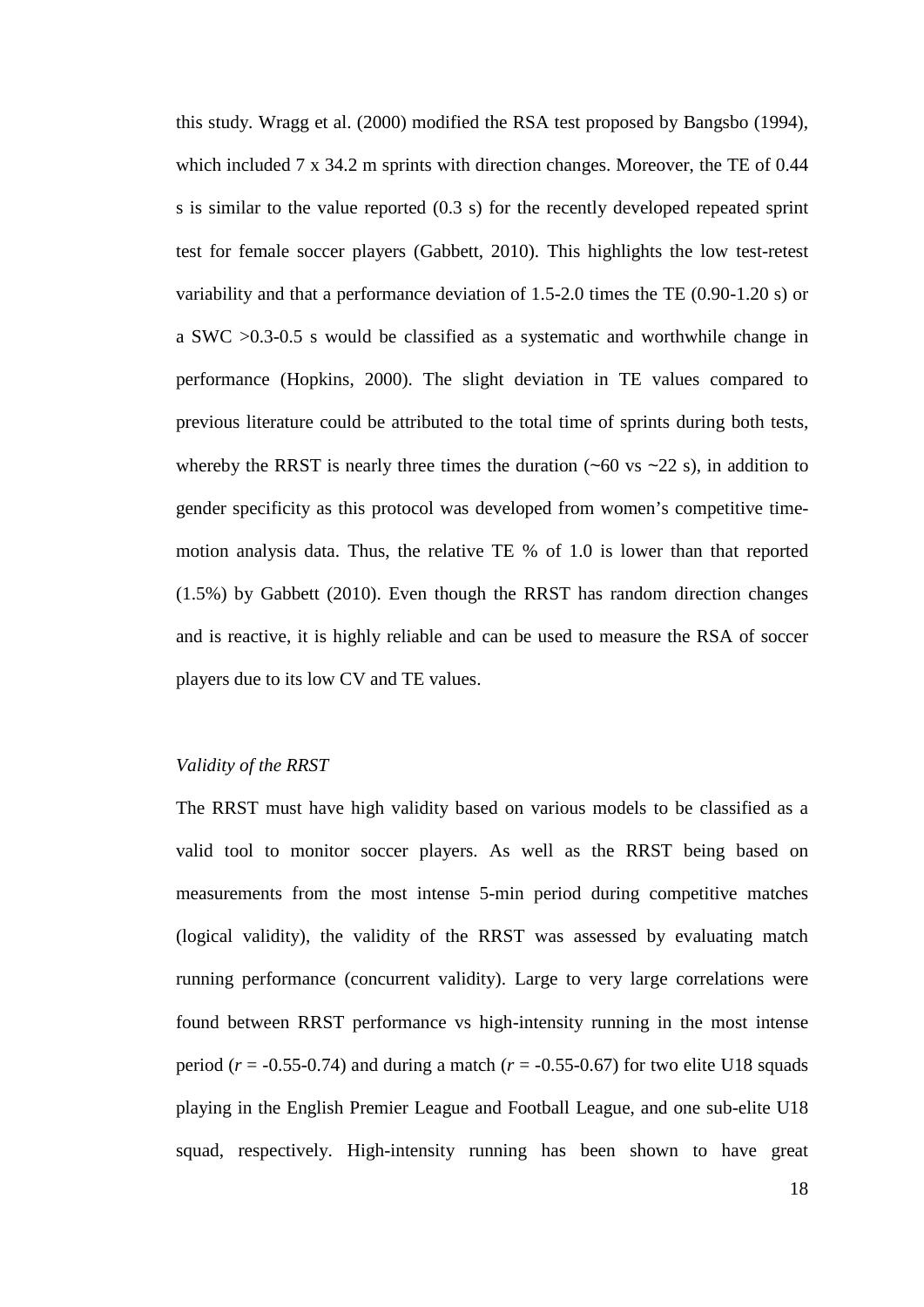this study. Wragg et al. (2000) modified the RSA test proposed by Bangsbo (1994), which included 7 x 34.2 m sprints with direction changes. Moreover, the TE of 0.44 s is similar to the value reported (0.3 s) for the recently developed repeated sprint test for female soccer players (Gabbett, 2010). This highlights the low test-retest variability and that a performance deviation of 1.5-2.0 times the TE (0.90-1.20 s) or a SWC >0.3-0.5 s would be classified as a systematic and worthwhile change in performance (Hopkins, 2000). The slight deviation in TE values compared to previous literature could be attributed to the total time of sprints during both tests, whereby the RRST is nearly three times the duration (~60 vs ~22 s), in addition to gender specificity as this protocol was developed from women's competitive time-motion analysis data. Thus, the relative TE % of 1.0 is lower than that reported (1.5%) by Gabbett (2010). Even though the RRST has random direction changes and is reactive, it is highly reliable and can be used to measure the RSA of soccer players due to its low CV and TE values.

*Validity of the RRST*

The RRST must have high validity based on various models to be classified as a valid tool to monitor soccer players. As well as the RRST being based on measurements from the most intense 5-min period during competitive matches (logical validity), the validity of the RRST was assessed by evaluating match running performance (concurrent validity). Large to very large correlations were found between RRST performance vs high-intensity running in the most intense period ($r$ = -0.55-0.74) and during a match ($r$ = -0.55-0.67) for two elite U18 squads playing in the English Premier League and Football League, and one sub-elite U18 squad, respectively. High-intensity running has been shown to have great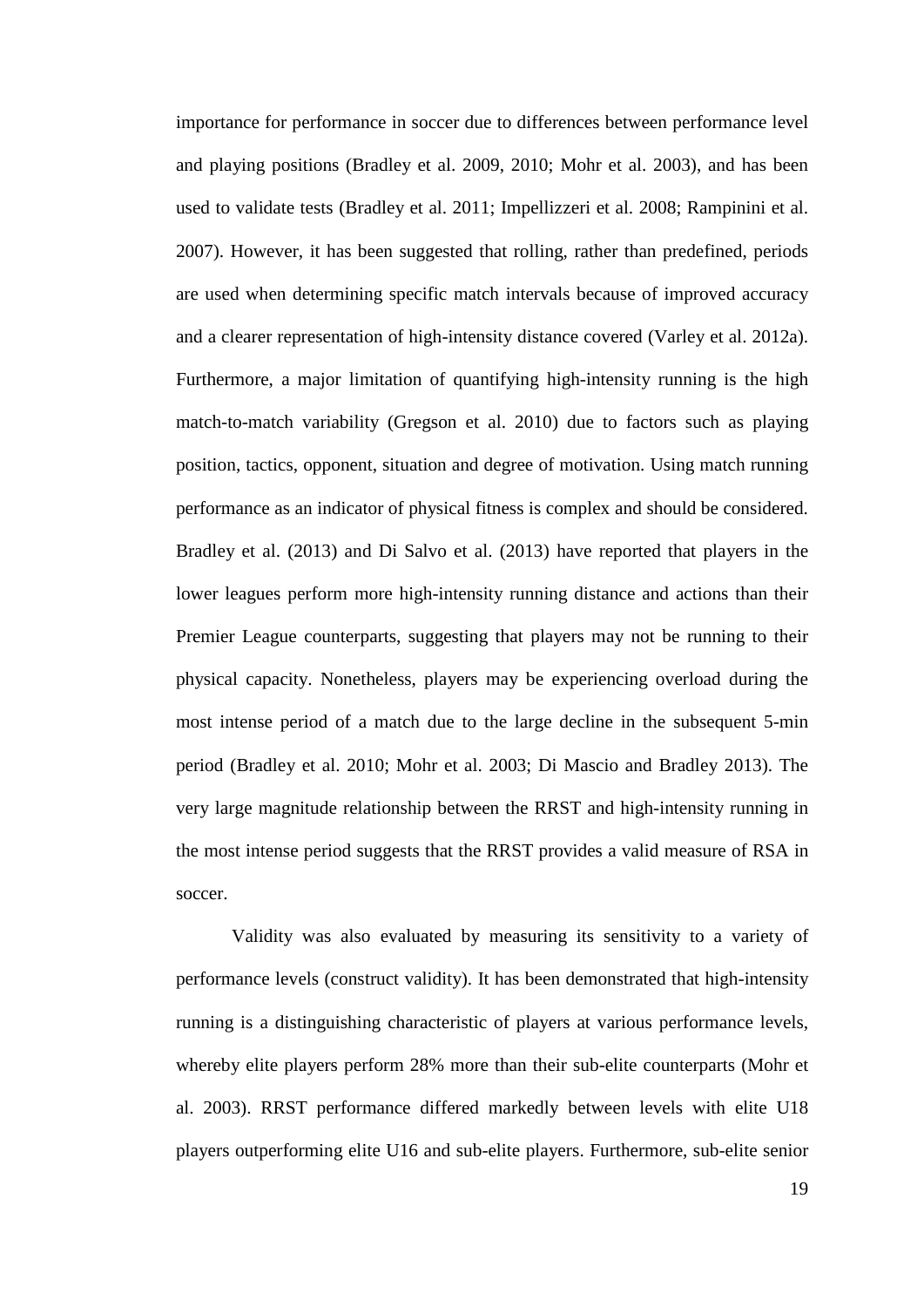importance for performance in soccer due to differences between performance level and playing positions (Bradley et al. 2009, 2010; Mohr et al. 2003), and has been used to validate tests (Bradley et al. 2011; Impellizzeri et al. 2008; Rampinini et al. 2007). However, it has been suggested that rolling, rather than predefined, periods are used when determining specific match intervals because of improved accuracy and a clearer representation of high-intensity distance covered (Varley et al. 2012a). Furthermore, a major limitation of quantifying high-intensity running is the high match-to-match variability (Gregson et al. 2010) due to factors such as playing position, tactics, opponent, situation and degree of motivation. Using match running performance as an indicator of physical fitness is complex and should be considered. Bradley et al. (2013) and Di Salvo et al. (2013) have reported that players in the lower leagues perform more high-intensity running distance and actions than their Premier League counterparts, suggesting that players may not be running to their physical capacity. Nonetheless, players may be experiencing overload during the most intense period of a match due to the large decline in the subsequent 5-min period (Bradley et al. 2010; Mohr et al. 2003; Di Mascio and Bradley 2013). The very large magnitude relationship between the RRST and high-intensity running in the most intense period suggests that the RRST provides a valid measure of RSA in soccer.

Validity was also evaluated by measuring its sensitivity to a variety of performance levels (construct validity). It has been demonstrated that high-intensity running is a distinguishing characteristic of players at various performance levels, whereby elite players perform 28% more than their sub-elite counterparts (Mohr et al. 2003). RRST performance differed markedly between levels with elite U18 players outperforming elite U16 and sub-elite players. Furthermore, sub-elite senior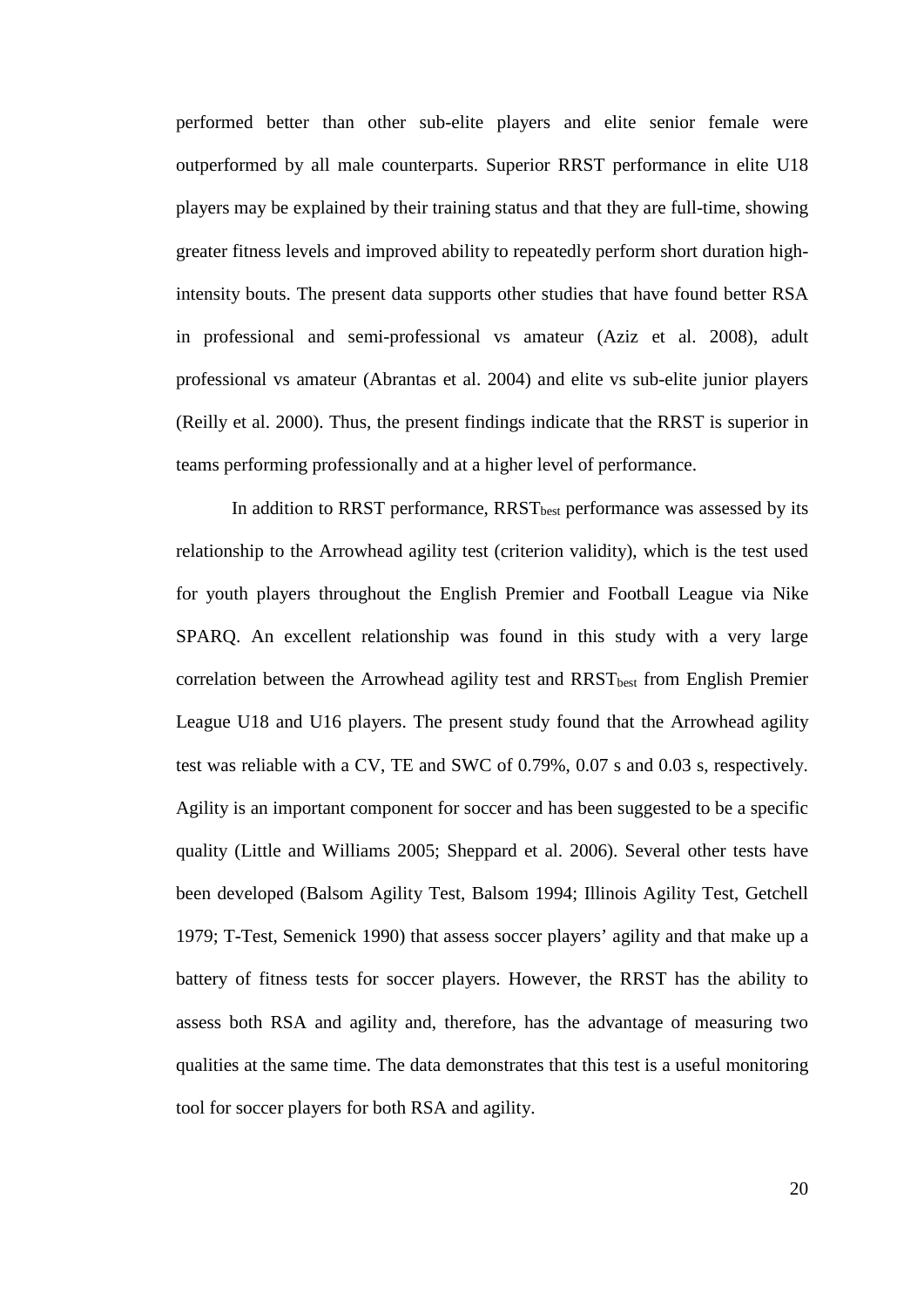performed better than other sub-elite players and elite senior female were outperformed by all male counterparts. Superior RRST performance in elite U18 players may be explained by their training status and that they are full-time, showing greater fitness levels and improved ability to repeatedly perform short duration high-intensity bouts. The present data supports other studies that have found better RSA in professional and semi-professional vs amateur (Aziz et al. 2008), adult professional vs amateur (Abrantas et al. 2004) and elite vs sub-elite junior players (Reilly et al. 2000). Thus, the present findings indicate that the RRST is superior in teams performing professionally and at a higher level of performance.

In addition to RRST performance, $RRST_{best}$ performance was assessed by its relationship to the Arrowhead agility test (criterion validity), which is the test used for youth players throughout the English Premier and Football League via Nike SPARQ. An excellent relationship was found in this study with a very large correlation between the Arrowhead agility test and $RRST_{best}$ from English Premier League U18 and U16 players. The present study found that the Arrowhead agility test was reliable with a CV, TE and SWC of 0.79%, 0.07 s and 0.03 s, respectively. Agility is an important component for soccer and has been suggested to be a specific quality (Little and Williams 2005; Sheppard et al. 2006). Several other tests have been developed (Balsom Agility Test, Balsom 1994; Illinois Agility Test, Getchell 1979; T-Test, Semenick 1990) that assess soccer players' agility and that make up a battery of fitness tests for soccer players. However, the RRST has the ability to assess both RSA and agility and, therefore, has the advantage of measuring two qualities at the same time. The data demonstrates that this test is a useful monitoring tool for soccer players for both RSA and agility.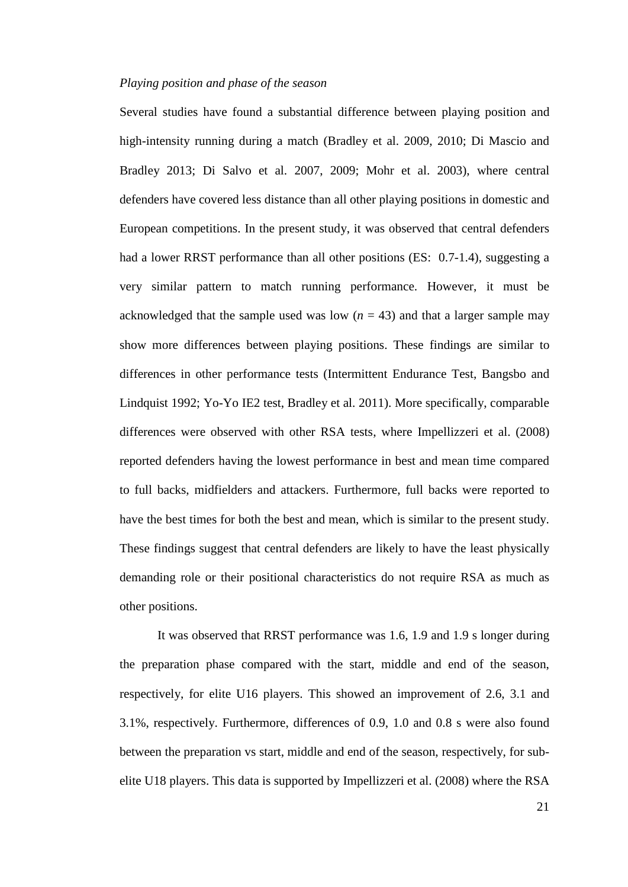*Playing position and phase of the season*

Several studies have found a substantial difference between playing position and high-intensity running during a match (Bradley et al. 2009, 2010; Di Mascio and Bradley 2013; Di Salvo et al. 2007, 2009; Mohr et al. 2003), where central defenders have covered less distance than all other playing positions in domestic and European competitions. In the present study, it was observed that central defenders had a lower RRST performance than all other positions (ES: 0.7-1.4), suggesting a very similar pattern to match running performance. However, it must be acknowledged that the sample used was low ($n$ = 43) and that a larger sample may show more differences between playing positions. These findings are similar to differences in other performance tests (Intermittent Endurance Test, Bangsbo and Lindquist 1992; Yo-Yo IE2 test, Bradley et al. 2011). More specifically, comparable differences were observed with other RSA tests, where Impellizzeri et al. (2008) reported defenders having the lowest performance in best and mean time compared to full backs, midfielders and attackers. Furthermore, full backs were reported to have the best times for both the best and mean, which is similar to the present study. These findings suggest that central defenders are likely to have the least physically demanding role or their positional characteristics do not require RSA as much as other positions.

It was observed that RRST performance was 1.6, 1.9 and 1.9 s longer during the preparation phase compared with the start, middle and end of the season, respectively, for elite U16 players. This showed an improvement of 2.6, 3.1 and 3.1%, respectively. Furthermore, differences of 0.9, 1.0 and 0.8 s were also found between the preparation vs start, middle and end of the season, respectively, for sub-elite U18 players. This data is supported by Impellizzeri et al. (2008) where the RSA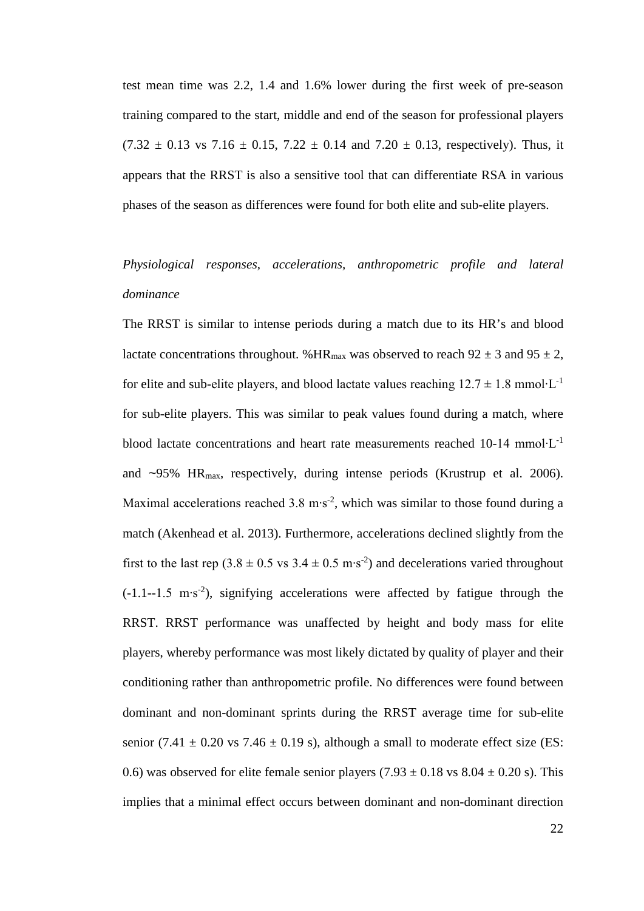test mean time was 2.2, 1.4 and 1.6% lower during the first week of pre-season training compared to the start, middle and end of the season for professional players (7.32 ± 0.13 vs 7.16 ± 0.15, 7.22 ± 0.14 and 7.20 ± 0.13, respectively). Thus, it appears that the RRST is also a sensitive tool that can differentiate RSA in various phases of the season as differences were found for both elite and sub-elite players.

### *Physiological responses, accelerations, anthropometric profile and lateral dominance*

The RRST is similar to intense periods during a match due to its HR's and blood lactate concentrations throughout. $\%HR_{max}$ was observed to reach 92 ± 3 and 95 ± 2, for elite and sub-elite players, and blood lactate values reaching 12.7 ± 1.8 $mmol \cdot L^{-1}$ for sub-elite players. This was similar to peak values found during a match, where blood lactate concentrations and heart rate measurements reached 10-14 $mmol \cdot L^{-1}$ and ~95% $HR_{max}$, respectively, during intense periods (Krustrup et al. 2006). Maximal accelerations reached 3.8 $m \cdot s^{-2}$, which was similar to those found during a match (Akenhead et al. 2013). Furthermore, accelerations declined slightly from the first to the last rep (3.8 ± 0.5 vs 3.4 ± 0.5 $m \cdot s^{-2}$) and decelerations varied throughout (-1.1--1.5 $m \cdot s^{-2}$), signifying accelerations were affected by fatigue through the RRST. RRST performance was unaffected by height and body mass for elite players, whereby performance was most likely dictated by quality of player and their conditioning rather than anthropometric profile. No differences were found between dominant and non-dominant sprints during the RRST average time for sub-elite senior (7.41 ± 0.20 vs 7.46 ± 0.19 s), although a small to moderate effect size (ES: 0.6) was observed for elite female senior players (7.93 ± 0.18 vs 8.04 ± 0.20 s). This implies that a minimal effect occurs between dominant and non-dominant direction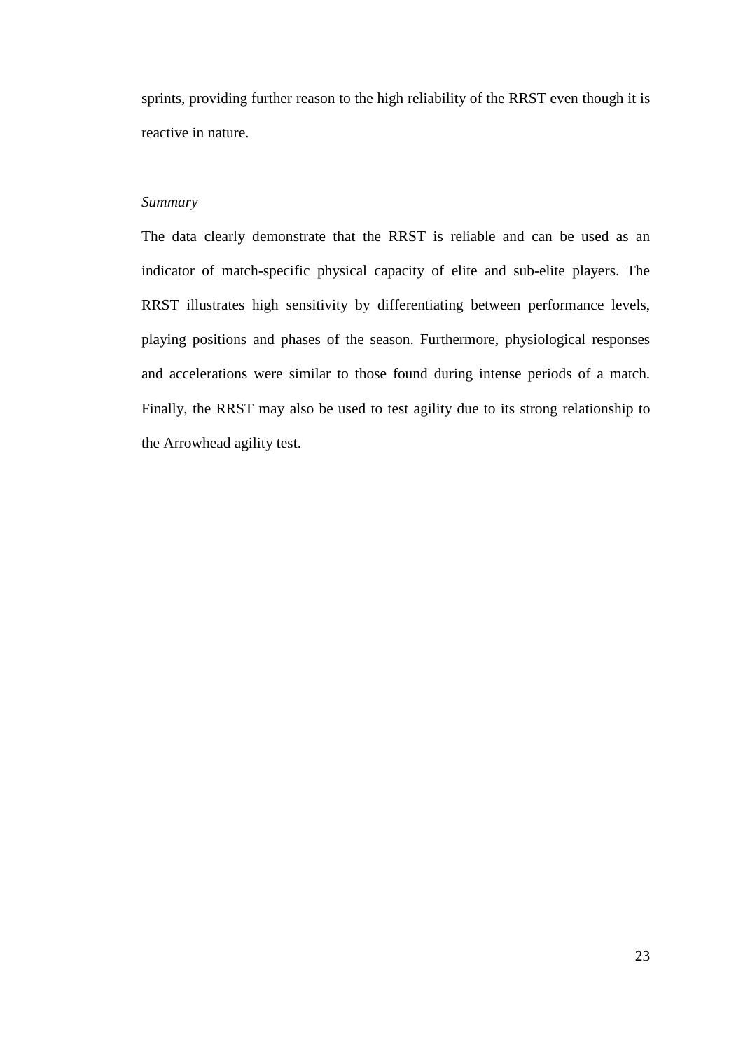sprints, providing further reason to the high reliability of the RRST even though it is reactive in nature.

*Summary*

The data clearly demonstrate that the RRST is reliable and can be used as an indicator of match-specific physical capacity of elite and sub-elite players. The RRST illustrates high sensitivity by differentiating between performance levels, playing positions and phases of the season. Furthermore, physiological responses and accelerations were similar to those found during intense periods of a match. Finally, the RRST may also be used to test agility due to its strong relationship to the Arrowhead agility test.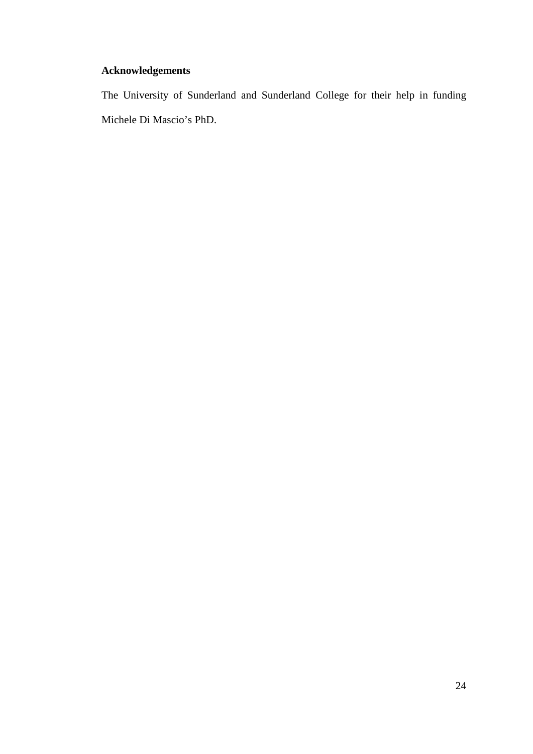**Acknowledgements**

The University of Sunderland and Sunderland College for their help in funding Michele Di Mascio's PhD.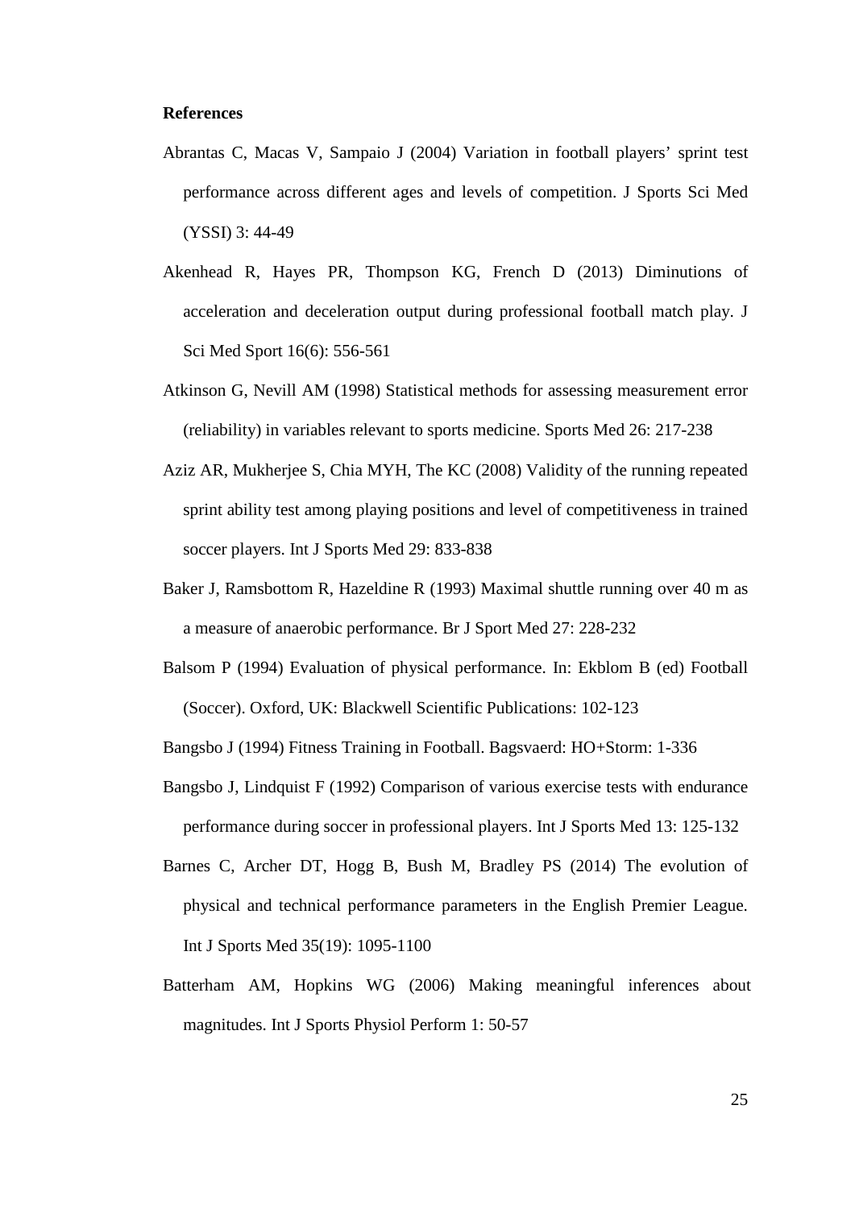**References**

Abrantas C, Macas V, Sampaio J (2004) Variation in football players' sprint test performance across different ages and levels of competition. J Sports Sci Med (YSSI) 3: 44-49

Akenhead R, Hayes PR, Thompson KG, French D (2013) Diminutions of acceleration and deceleration output during professional football match play. J Sci Med Sport 16(6): 556-561

Atkinson G, Nevill AM (1998) Statistical methods for assessing measurement error (reliability) in variables relevant to sports medicine. Sports Med 26: 217-238

Aziz AR, Mukherjee S, Chia MYH, The KC (2008) Validity of the running repeated sprint ability test among playing positions and level of competitiveness in trained soccer players. Int J Sports Med 29: 833-838

Baker J, Ramsbottom R, Hazeldine R (1993) Maximal shuttle running over 40 m as a measure of anaerobic performance. Br J Sport Med 27: 228-232

Balsom P (1994) Evaluation of physical performance. In: Ekblom B (ed) Football (Soccer). Oxford, UK: Blackwell Scientific Publications: 102-123

Bangsbo J (1994) Fitness Training in Football. Bagsvaerd: HO+Storm: 1-336

Bangsbo J, Lindquist F (1992) Comparison of various exercise tests with endurance performance during soccer in professional players. Int J Sports Med 13: 125-132

Barnes C, Archer DT, Hogg B, Bush M, Bradley PS (2014) The evolution of physical and technical performance parameters in the English Premier League. Int J Sports Med 35(19): 1095-1100

Batterham AM, Hopkins WG (2006) Making meaningful inferences about magnitudes. Int J Sports Physiol Perform 1: 50-57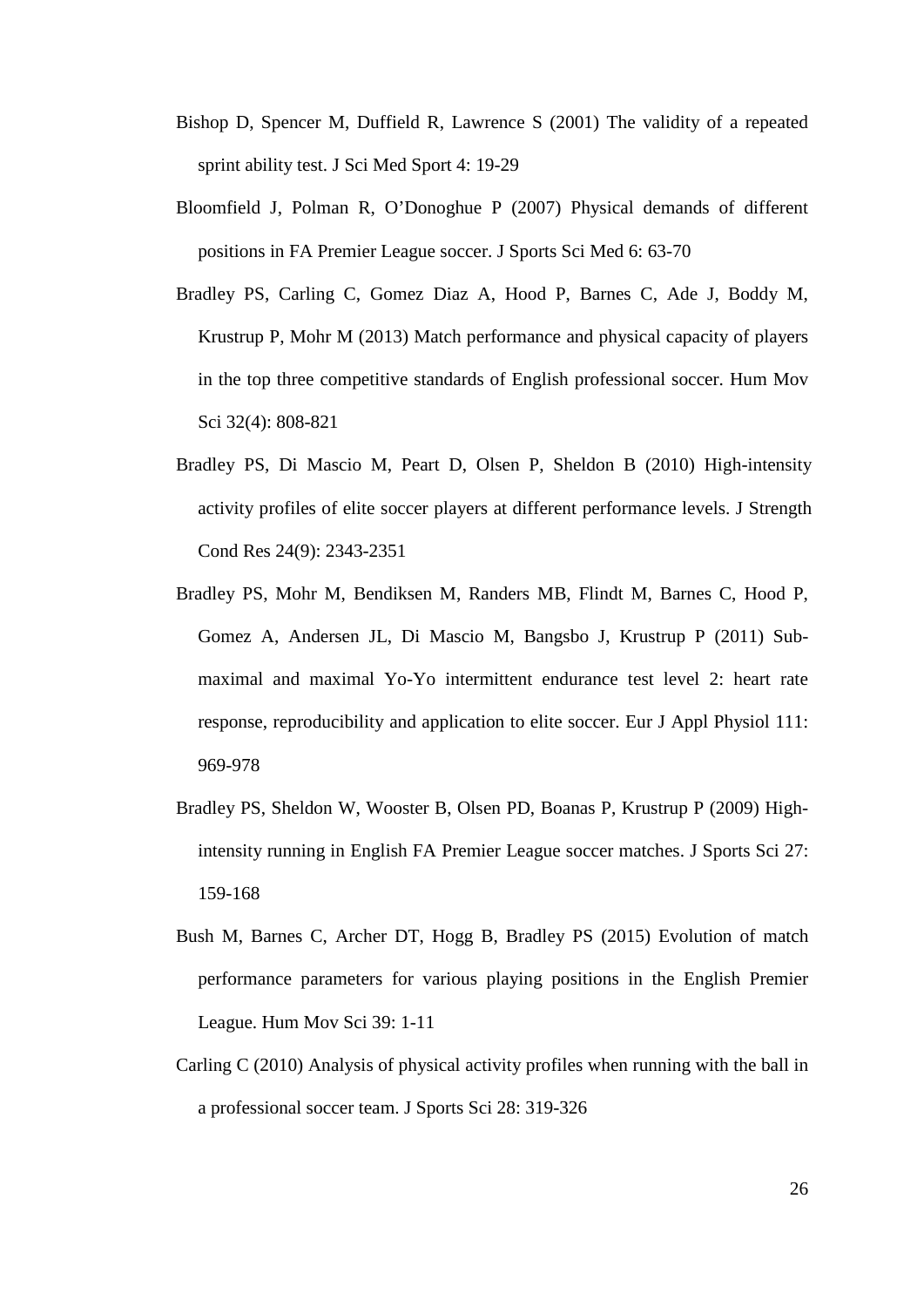Bishop D, Spencer M, Duffield R, Lawrence S (2001) The validity of a repeated sprint ability test. J Sci Med Sport 4: 19-29

Bloomfield J, Polman R, O'Donoghue P (2007) Physical demands of different positions in FA Premier League soccer. J Sports Sci Med 6: 63-70

Bradley PS, Carling C, Gomez Diaz A, Hood P, Barnes C, Ade J, Boddy M, Krustrup P, Mohr M (2013) Match performance and physical capacity of players in the top three competitive standards of English professional soccer. Hum Mov Sci 32(4): 808-821

Bradley PS, Di Mascio M, Peart D, Olsen P, Sheldon B (2010) High-intensity activity profiles of elite soccer players at different performance levels. J Strength Cond Res 24(9): 2343-2351

Bradley PS, Mohr M, Bendiksen M, Randers MB, Flindt M, Barnes C, Hood P, Gomez A, Andersen JL, Di Mascio M, Bangsbo J, Krustrup P (2011) Sub-maximal and maximal Yo-Yo intermittent endurance test level 2: heart rate response, reproducibility and application to elite soccer. Eur J Appl Physiol 111: 969-978

Bradley PS, Sheldon W, Wooster B, Olsen PD, Boanas P, Krustrup P (2009) High-intensity running in English FA Premier League soccer matches. J Sports Sci 27: 159-168

Bush M, Barnes C, Archer DT, Hogg B, Bradley PS (2015) Evolution of match performance parameters for various playing positions in the English Premier League. Hum Mov Sci 39: 1-11

Carling C (2010) Analysis of physical activity profiles when running with the ball in a professional soccer team. J Sports Sci 28: 319-326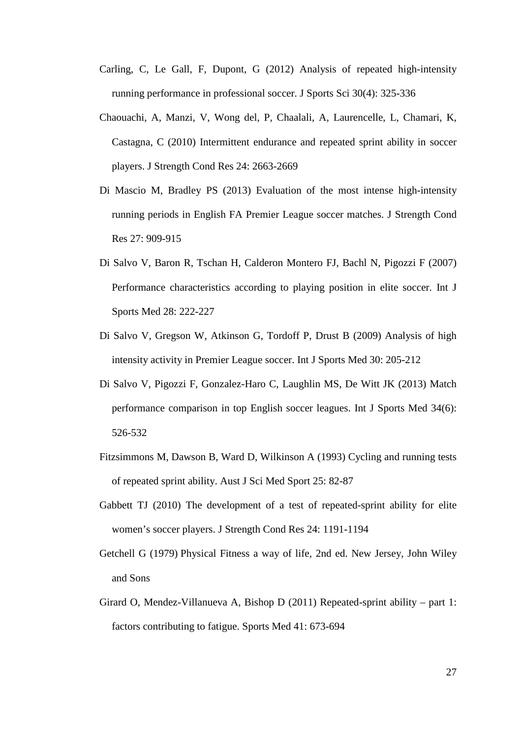Carling, C, Le Gall, F, Dupont, G (2012) Analysis of repeated high-intensity running performance in professional soccer. J Sports Sci 30(4): 325-336

Chaouachi, A, Manzi, V, Wong del, P, Chaalali, A, Laurencelle, L, Chamari, K, Castagna, C (2010) Intermittent endurance and repeated sprint ability in soccer players. J Strength Cond Res 24: 2663-2669

Di Mascio M, Bradley PS (2013) Evaluation of the most intense high-intensity running periods in English FA Premier League soccer matches. J Strength Cond Res 27: 909-915

Di Salvo V, Baron R, Tschan H, Calderon Montero FJ, Bachl N, Pigozzi F (2007) Performance characteristics according to playing position in elite soccer. Int J Sports Med 28: 222-227

Di Salvo V, Gregson W, Atkinson G, Tordoff P, Drust B (2009) Analysis of high intensity activity in Premier League soccer. Int J Sports Med 30: 205-212

Di Salvo V, Pigozzi F, Gonzalez-Haro C, Laughlin MS, De Witt JK (2013) Match performance comparison in top English soccer leagues. Int J Sports Med 34(6): 526-532

Fitzsimmons M, Dawson B, Ward D, Wilkinson A (1993) Cycling and running tests of repeated sprint ability. Aust J Sci Med Sport 25: 82-87

Gabbett TJ (2010) The development of a test of repeated-sprint ability for elite women's soccer players. J Strength Cond Res 24: 1191-1194

Getchell G (1979) Physical Fitness a way of life, 2nd ed. New Jersey, John Wiley and Sons

Girard O, Mendez-Villanueva A, Bishop D (2011) Repeated-sprint ability – part 1: factors contributing to fatigue. Sports Med 41: 673-694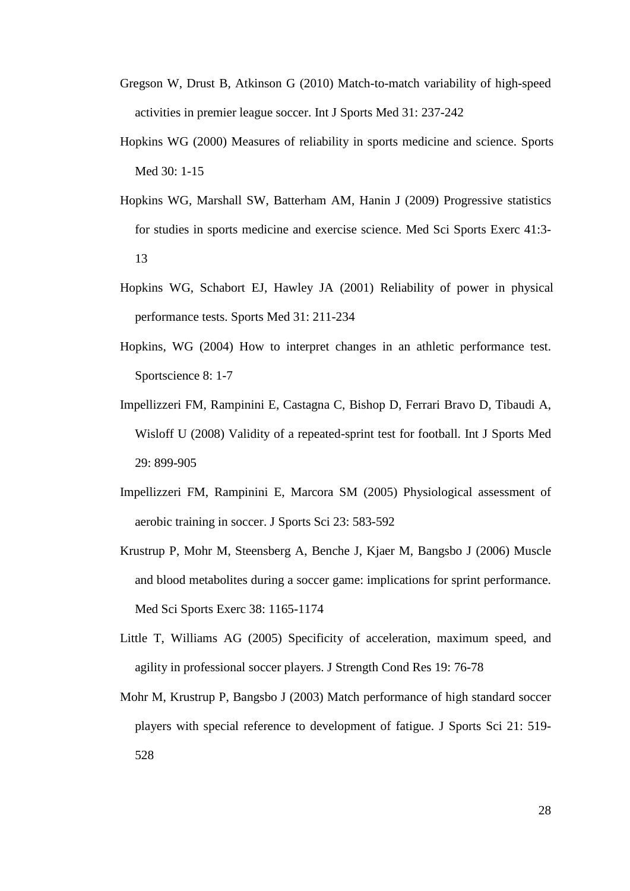Gregson W, Drust B, Atkinson G (2010) Match-to-match variability of high-speed activities in premier league soccer. Int J Sports Med 31: 237-242

Hopkins WG (2000) Measures of reliability in sports medicine and science. Sports Med 30: 1-15

Hopkins WG, Marshall SW, Batterham AM, Hanin J (2009) Progressive statistics for studies in sports medicine and exercise science. Med Sci Sports Exerc 41:3-13

Hopkins WG, Schabort EJ, Hawley JA (2001) Reliability of power in physical performance tests. Sports Med 31: 211-234

Hopkins, WG (2004) How to interpret changes in an athletic performance test. Sportscience 8: 1-7

Impellizzeri FM, Rampinini E, Castagna C, Bishop D, Ferrari Bravo D, Tibaudi A, Wisloff U (2008) Validity of a repeated-sprint test for football. Int J Sports Med 29: 899-905

Impellizzeri FM, Rampinini E, Marcora SM (2005) Physiological assessment of aerobic training in soccer. J Sports Sci 23: 583-592

Krustrup P, Mohr M, Steensberg A, Benche J, Kjaer M, Bangsbo J (2006) Muscle and blood metabolites during a soccer game: implications for sprint performance. Med Sci Sports Exerc 38: 1165-1174

Little T, Williams AG (2005) Specificity of acceleration, maximum speed, and agility in professional soccer players. J Strength Cond Res 19: 76-78

Mohr M, Krustrup P, Bangsbo J (2003) Match performance of high standard soccer players with special reference to development of fatigue. J Sports Sci 21: 519-528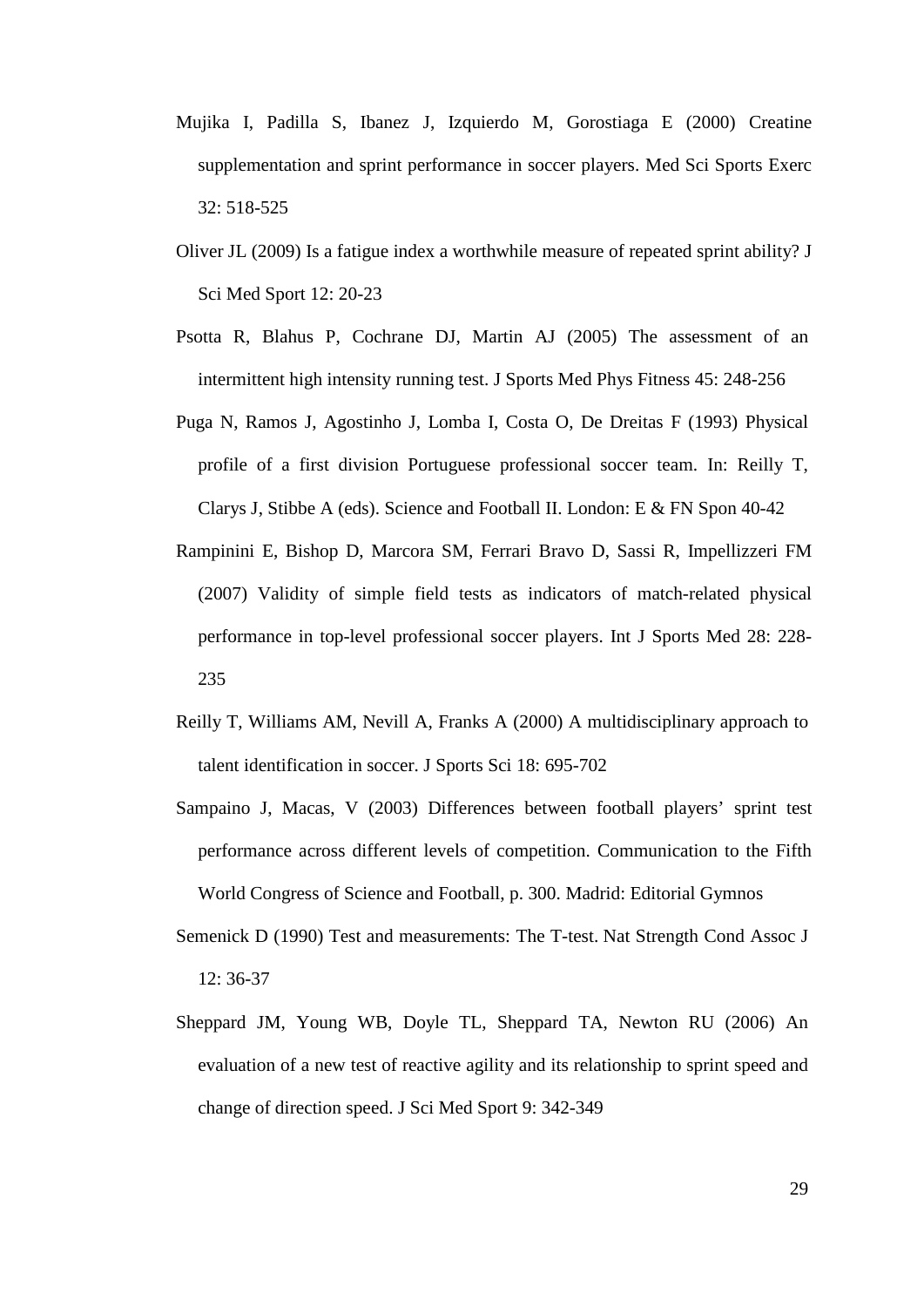Mujika I, Padilla S, Ibanez J, Izquierdo M, Gorostiaga E (2000) Creatine supplementation and sprint performance in soccer players. Med Sci Sports Exerc 32: 518-525

Oliver JL (2009) Is a fatigue index a worthwhile measure of repeated sprint ability? J Sci Med Sport 12: 20-23

Psotta R, Blahus P, Cochrane DJ, Martin AJ (2005) The assessment of an intermittent high intensity running test. J Sports Med Phys Fitness 45: 248-256

Puga N, Ramos J, Agostinho J, Lomba I, Costa O, De Dreitas F (1993) Physical profile of a first division Portuguese professional soccer team. In: Reilly T, Clarys J, Stibbe A (eds). Science and Football II. London: E & FN Spon 40-42

Rampinini E, Bishop D, Marcora SM, Ferrari Bravo D, Sassi R, Impellizzeri FM (2007) Validity of simple field tests as indicators of match-related physical performance in top-level professional soccer players. Int J Sports Med 28: 228-235

Reilly T, Williams AM, Nevill A, Franks A (2000) A multidisciplinary approach to talent identification in soccer. J Sports Sci 18: 695-702

Sampaino J, Macas, V (2003) Differences between football players' sprint test performance across different levels of competition. Communication to the Fifth World Congress of Science and Football, p. 300. Madrid: Editorial Gymnos

Semenick D (1990) Test and measurements: The T-test. Nat Strength Cond Assoc J 12: 36-37

Sheppard JM, Young WB, Doyle TL, Sheppard TA, Newton RU (2006) An evaluation of a new test of reactive agility and its relationship to sprint speed and change of direction speed. J Sci Med Sport 9: 342-349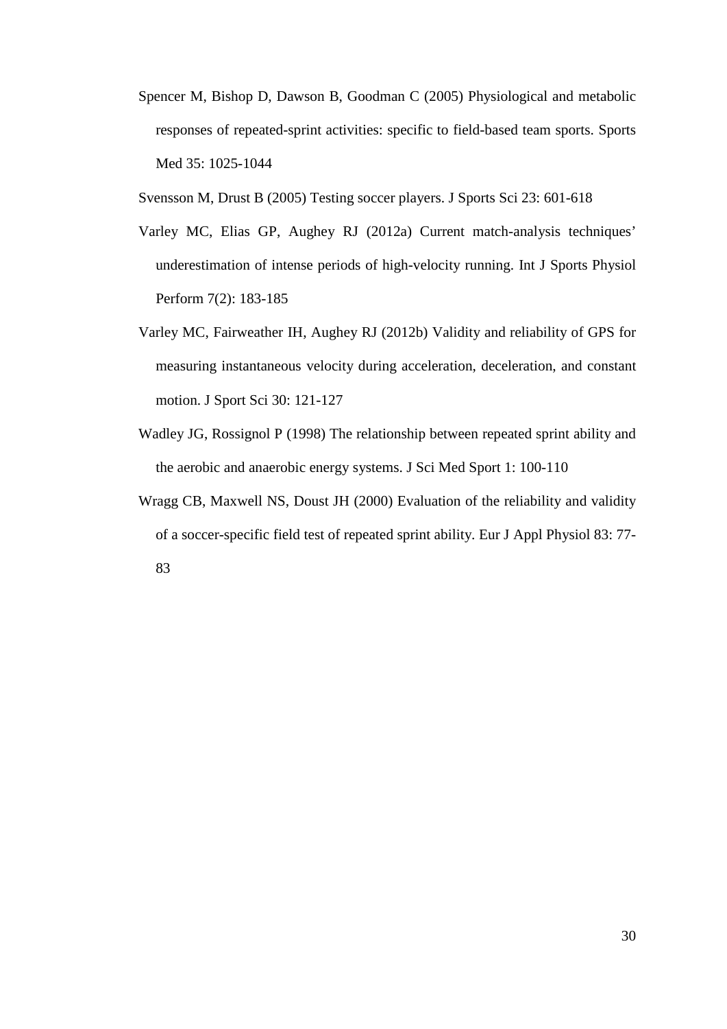Spencer M, Bishop D, Dawson B, Goodman C (2005) Physiological and metabolic responses of repeated-sprint activities: specific to field-based team sports. Sports Med 35: 1025-1044

Svensson M, Drust B (2005) Testing soccer players. J Sports Sci 23: 601-618

Varley MC, Elias GP, Aughey RJ (2012a) Current match-analysis techniques' underestimation of intense periods of high-velocity running. Int J Sports Physiol Perform 7(2): 183-185

Varley MC, Fairweather IH, Aughey RJ (2012b) Validity and reliability of GPS for measuring instantaneous velocity during acceleration, deceleration, and constant motion. J Sport Sci 30: 121-127

Wadley JG, Rossignol P (1998) The relationship between repeated sprint ability and the aerobic and anaerobic energy systems. J Sci Med Sport 1: 100-110

Wragg CB, Maxwell NS, Doust JH (2000) Evaluation of the reliability and validity of a soccer-specific field test of repeated sprint ability. Eur J Appl Physiol 83: 77-83